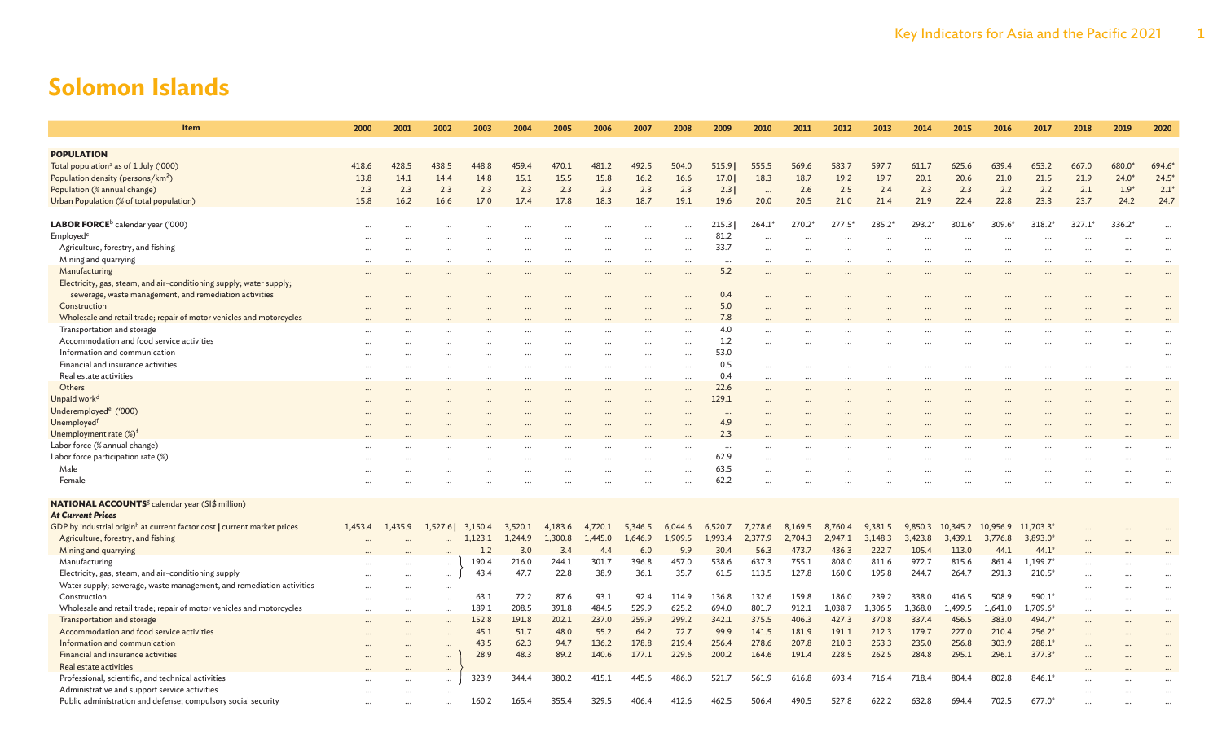# Solomon Islands

| Item | 2000 | 2001 | 2002 | 2003 | 2004 | 2005 | 2006 | 2007 | 2008 | 2009 | 2010 | 2011 | 2012 | 2013 | 2014 | 2015 | 2016 | 2017 | 2018 | 2019 | 2020 |
|---|---|---|---|---|---|---|---|---|---|---|---|---|---|---|---|---|---|---|---|---|---|
| **POPULATION** | | | | | | | | | | | | | | | | | | | | | |
| Total population[a] as of 1 July ('000) | 418.6 | 428.5 | 438.5 | 448.8 | 459.4 | 470.1 | 481.2 | 492.5 | 504.0 | 515.9 \| | 555.5 | 569.6 | 583.7 | 597.7 | 611.7 | 625.6 | 639.4 | 653.2 | 667.0 | 680.0* | 694.6* |
| Population density (persons/km²) | 13.8 | 14.1 | 14.4 | 14.8 | 15.1 | 15.5 | 15.8 | 16.2 | 16.6 | 17.0 \| | 18.3 | 18.7 | 19.2 | 19.7 | 20.1 | 20.6 | 21.0 | 21.5 | 21.9 | 24.0* | 24.5* |
| Population (% annual change) | 2.3 | 2.3 | 2.3 | 2.3 | 2.3 | 2.3 | 2.3 | 2.3 | 2.3 | 2.3 \| | ... | 2.6 | 2.5 | 2.4 | 2.3 | 2.3 | 2.2 | 2.2 | 2.1 | 1.9* | 2.1* |
| Urban Population (% of total population) | 15.8 | 16.2 | 16.6 | 17.0 | 17.4 | 17.8 | 18.3 | 18.7 | 19.1 | 19.6 | 20.0 | 20.5 | 21.0 | 21.4 | 21.9 | 22.4 | 22.8 | 23.3 | 23.7 | 24.2 | 24.7 |
| **LABOR FORCE**[b] calendar year ('000) | ... | ... | ... | ... | ... | ... | ... | ... | ... | 215.3 \| | 264.1* | 270.2* | 277.5* | 285.2* | 293.2* | 301.6* | 309.6* | 318.2* | 327.1* | 336.2* | ... |
| Employed[c] | ... | ... | ... | ... | ... | ... | ... | ... | ... | 81.2 | ... | ... | ... | ... | ... | ... | ... | ... | ... | ... | ... |
| Agriculture, forestry, and fishing | ... | ... | ... | ... | ... | ... | ... | ... | ... | 33.7 | ... | ... | ... | ... | ... | ... | ... | ... | ... | ... | ... |
| Mining and quarrying | ... | ... | ... | ... | ... | ... | ... | ... | ... | ... | ... | ... | ... | ... | ... | ... | ... | ... | ... | ... | ... |
| Manufacturing | ... | ... | ... | ... | ... | ... | ... | ... | ... | 5.2 | ... | ... | ... | ... | ... | ... | ... | ... | ... | ... | ... |
| Electricity, gas, steam, and air-conditioning supply; water supply; sewerage, waste management, and remediation activities | ... | ... | ... | ... | ... | ... | ... | ... | ... | 0.4 | ... | ... | ... | ... | ... | ... | ... | ... | ... | ... | ... |
| Construction | ... | ... | ... | ... | ... | ... | ... | ... | ... | 5.0 | ... | ... | ... | ... | ... | ... | ... | ... | ... | ... | ... |
| Wholesale and retail trade; repair of motor vehicles and motorcycles | ... | ... | ... | ... | ... | ... | ... | ... | ... | 7.8 | ... | ... | ... | ... | ... | ... | ... | ... | ... | ... | ... |
| Transportation and storage | ... | ... | ... | ... | ... | ... | ... | ... | ... | 4.0 | ... | ... | ... | ... | ... | ... | ... | ... | ... | ... | ... |
| Accommodation and food service activities | ... | ... | ... | ... | ... | ... | ... | ... | ... | 1.2 | ... | ... | ... | ... | ... | ... | ... | ... | ... | ... | ... |
| Information and communication | ... | ... | ... | ... | ... | ... | ... | ... | ... | 53.0 | | | | | | | | | | | ... |
| Financial and insurance activities | ... | ... | ... | ... | ... | ... | ... | ... | ... | 0.5 | ... | ... | ... | ... | ... | ... | ... | ... | ... | ... | ... |
| Real estate activities | ... | ... | ... | ... | ... | ... | ... | ... | ... | 0.4 | ... | ... | ... | ... | ... | ... | ... | ... | ... | ... | ... |
| Others | ... | ... | ... | ... | ... | ... | ... | ... | ... | 22.6 | ... | ... | ... | ... | ... | ... | ... | ... | ... | ... | ... |
| Unpaid work[d] | ... | ... | ... | ... | ... | ... | ... | ... | ... | 129.1 | ... | ... | ... | ... | ... | ... | ... | ... | ... | ... | ... |
| Underemployed[e] ('000) | ... | ... | ... | ... | ... | ... | ... | ... | ... | ... | ... | ... | ... | ... | ... | ... | ... | ... | ... | ... | ... |
| Unemployed[f] | ... | ... | ... | ... | ... | ... | ... | ... | ... | 4.9 | ... | ... | ... | ... | ... | ... | ... | ... | ... | ... | ... |
| Unemployment rate (%)[f] | ... | ... | ... | ... | ... | ... | ... | ... | ... | 2.3 | ... | ... | ... | ... | ... | ... | ... | ... | ... | ... | ... |
| Labor force (% annual change) | ... | ... | ... | ... | ... | ... | ... | ... | ... | ... | ... | ... | ... | ... | ... | ... | ... | ... | ... | ... | ... |
| Labor force participation rate (%) | ... | ... | ... | ... | ... | ... | ... | ... | ... | 62.9 | ... | ... | ... | ... | ... | ... | ... | ... | ... | ... | ... |
| Male | ... | ... | ... | ... | ... | ... | ... | ... | ... | 63.5 | ... | ... | ... | ... | ... | ... | ... | ... | ... | ... | ... |
| Female | ... | ... | ... | ... | ... | ... | ... | ... | ... | 62.2 | ... | ... | ... | ... | ... | ... | ... | ... | ... | ... | ... |
| **NATIONAL ACCOUNTS**[g] calendar year (SI$ million) | | | | | | | | | | | | | | | | | | | | | |
| ***At Current Prices*** | | | | | | | | | | | | | | | | | | | | | |
| GDP by industrial origin[h] at current factor cost \| current market prices | 1,453.4 | 1,435.9 | 1,527.6 \| | 3,150.4 | 3,520.1 | 4,183.6 | 4,720.1 | 5,346.5 | 6,044.6 | 6,520.7 | 7,278.6 | 8,169.5 | 8,760.4 | 9,381.5 | 9,850.3 | 10,345.2 | 10,956.9 | 11,703.3* | ... | ... | ... |
| Agriculture, forestry, and fishing | ... | ... | ... | 1,123.1 | 1,244.9 | 1,300.8 | 1,445.0 | 1,646.9 | 1,909.5 | 1,993.4 | 2,377.9 | 2,704.3 | 2,947.1 | 3,148.3 | 3,423.8 | 3,439.1 | 3,776.8 | 3,893.0* | ... | ... | ... |
| Mining and quarrying | ... | ... | ... | 1.2 | 3.0 | 3.4 | 4.4 | 6.0 | 9.9 | 30.4 | 56.3 | 473.7 | 436.3 | 222.7 | 105.4 | 113.0 | 44.1 | 44.1* | ... | ... | ... |
| Manufacturing | ... | ... | ... | 190.4 | 216.0 | 244.1 | 301.7 | 396.8 | 457.0 | 538.6 | 637.3 | 755.1 | 808.0 | 811.6 | 972.7 | 815.6 | 861.4 | 1,199.7* | ... | ... | ... |
| Electricity, gas, steam, and air-conditioning supply | ... | ... | ... | 43.4 | 47.7 | 22.8 | 38.9 | 36.1 | 35.7 | 61.5 | 113.5 | 127.8 | 160.0 | 195.8 | 244.7 | 264.7 | 291.3 | 210.5* | ... | ... | ... |
| Water supply; sewerage, waste management, and remediation activities | ... | ... | ... | | | | | | | | | | | | | | | | ... | ... | ... |
| Construction | ... | ... | ... | 63.1 | 72.2 | 87.6 | 93.1 | 92.4 | 114.9 | 136.8 | 132.6 | 159.8 | 186.0 | 239.2 | 338.0 | 416.5 | 508.9 | 590.1* | ... | ... | ... |
| Wholesale and retail trade; repair of motor vehicles and motorcycles | ... | ... | ... | 189.1 | 208.5 | 391.8 | 484.5 | 529.9 | 625.2 | 694.0 | 801.7 | 912.1 | 1,038.7 | 1,306.5 | 1,368.0 | 1,499.5 | 1,641.0 | 1,709.6* | ... | ... | ... |
| Transportation and storage | ... | ... | ... | 152.8 | 191.8 | 202.1 | 237.0 | 259.9 | 299.2 | 342.1 | 375.5 | 406.3 | 427.3 | 370.8 | 337.4 | 456.5 | 383.0 | 494.7* | ... | ... | ... |
| Accommodation and food service activities | ... | ... | ... | 45.1 | 51.7 | 48.0 | 55.2 | 64.2 | 72.7 | 99.9 | 141.5 | 181.9 | 191.1 | 212.3 | 179.7 | 227.0 | 210.4 | 256.2* | ... | ... | ... |
| Information and communication | ... | ... | ... | 43.5 | 62.3 | 94.7 | 136.2 | 178.8 | 219.4 | 256.4 | 278.6 | 207.8 | 210.3 | 253.3 | 235.0 | 256.8 | 303.9 | 288.1* | ... | ... | ... |
| Financial and insurance activities | ... | ... | ... | 28.9 | 48.3 | 89.2 | 140.6 | 177.1 | 229.6 | 200.2 | 164.6 | 191.4 | 228.5 | 262.5 | 284.8 | 295.1 | 296.1 | 377.3* | ... | ... | ... |
| Real estate activities | ... | ... | ... | | | | | | | | | | | | | | | | ... | ... | ... |
| Professional, scientific, and technical activities | ... | ... | ... | 323.9 | 344.4 | 380.2 | 415.1 | 445.6 | 486.0 | 521.7 | 561.9 | 616.8 | 693.4 | 716.4 | 718.4 | 804.4 | 802.8 | 846.1* | ... | ... | ... |
| Administrative and support service activities | ... | ... | ... | | | | | | | | | | | | | | | | ... | ... | ... |
| Public administration and defense; compulsory social security | ... | ... | ... | 160.2 | 165.4 | 355.4 | 329.5 | 406.4 | 412.6 | 462.5 | 506.4 | 490.5 | 527.8 | 622.2 | 632.8 | 694.4 | 702.5 | 677.0* | ... | ... | ... |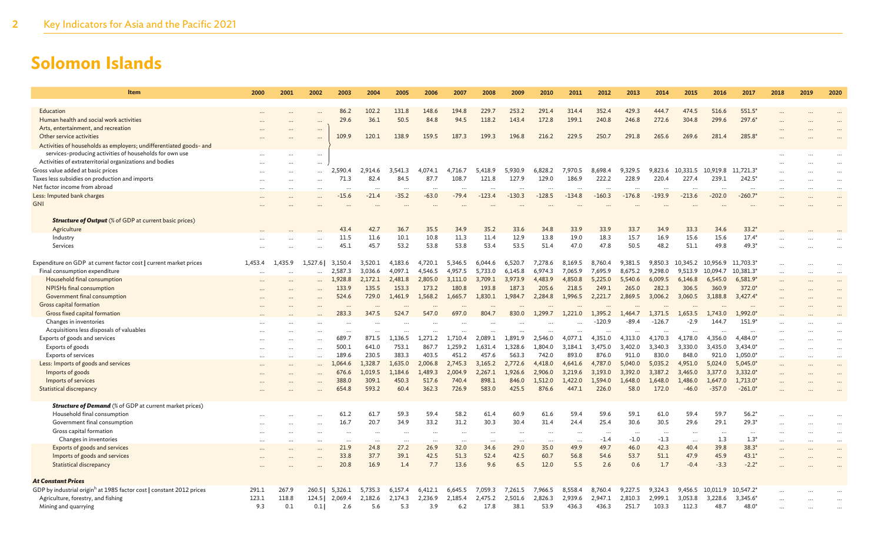# Solomon Islands

| Item | 2000 | 2001 | 2002 | 2003 | 2004 | 2005 | 2006 | 2007 | 2008 | 2009 | 2010 | 2011 | 2012 | 2013 | 2014 | 2015 | 2016 | 2017 | 2018 | 2019 | 2020 |
|---|---|---|---|---|---|---|---|---|---|---|---|---|---|---|---|---|---|---|---|---|---|
| Education | ... | ... | ... | 86.2 | 102.2 | 131.8 | 148.6 | 194.8 | 229.7 | 253.2 | 291.4 | 314.4 | 352.4 | 429.3 | 444.7 | 474.5 | 516.6 | 551.5* | ... | ... | ... |
| Human health and social work activities | ... | ... | ... | 29.6 | 36.1 | 50.5 | 84.8 | 94.5 | 118.2 | 143.4 | 172.8 | 199.1 | 240.8 | 246.8 | 272.6 | 304.8 | 299.6 | 297.6* | ... | ... | ... |
| Arts, entertainment, and recreation | ... | ... | ... | | | | | | | | | | | | | | | | ... | ... | ... |
| Other service activities | ... | ... | ... | 109.9 | 120.1 | 138.9 | 159.5 | 187.3 | 199.3 | 196.8 | 216.2 | 229.5 | 250.7 | 291.8 | 265.6 | 269.6 | 281.4 | 285.8* | ... | ... | ... |
| Activities of households as employers; undifferentiated goods- and services-producing activities of households for own use | ... | ... | ... | | | | | | | | | | | | | | | | ... | ... | ... |
| Activities of extraterritorial organizations and bodies | ... | ... | ... | | | | | | | | | | | | | | | | ... | ... | ... |
| Gross value added at basic prices | ... | ... | ... | 2,590.4 | 2,914.6 | 3,541.3 | 4,074.1 | 4,716.7 | 5,418.9 | 5,930.9 | 6,828.2 | 7,970.5 | 8,698.4 | 9,329.5 | 9,823.6 | 10,331.5 | 10,919.8 | 11,721.3* | ... | ... | ... |
| Taxes less subsidies on production and imports | ... | ... | ... | 71.3 | 82.4 | 84.5 | 87.7 | 108.7 | 121.8 | 127.9 | 129.0 | 186.9 | 222.2 | 228.9 | 220.4 | 227.4 | 239.1 | 242.5* | ... | ... | ... |
| Net factor income from abroad | ... | ... | ... | ... | ... | ... | ... | ... | ... | ... | ... | ... | ... | ... | ... | ... | ... | ... | ... | ... | ... |
| Less: Imputed bank charges | ... | ... | ... | -15.6 | -21.4 | -35.2 | -63.0 | -79.4 | -123.4 | -130.3 | -128.5 | -134.8 | -160.3 | -176.8 | -193.9 | -213.6 | -202.0 | -260.7* | ... | ... | ... |
| GNI | ... | ... | ... | ... | ... | ... | ... | ... | ... | ... | ... | ... | ... | ... | ... | ... | ... | ... | ... | ... | ... |
| ***Structure of Output*** (% of GDP at current basic prices) | | | | | | | | | | | | | | | | | | | | | |
| Agriculture | ... | ... | ... | 43.4 | 42.7 | 36.7 | 35.5 | 34.9 | 35.2 | 33.6 | 34.8 | 33.9 | 33.9 | 33.7 | 34.9 | 33.3 | 34.6 | 33.2* | ... | ... | ... |
| Industry | ... | ... | ... | 11.5 | 11.6 | 10.1 | 10.8 | 11.3 | 11.4 | 12.9 | 13.8 | 19.0 | 18.3 | 15.7 | 16.9 | 15.6 | 15.6 | 17.4* | ... | ... | ... |
| Services | ... | ... | ... | 45.1 | 45.7 | 53.2 | 53.8 | 53.8 | 53.4 | 53.5 | 51.4 | 47.0 | 47.8 | 50.5 | 48.2 | 51.1 | 49.8 | 49.3* | ... | ... | ... |
| Expenditure on GDP at current factor cost \| current market prices | 1,453.4 | 1,435.9 | 1,527.6 \| | 3,150.4 | 3,520.1 | 4,183.6 | 4,720.1 | 5,346.5 | 6,044.6 | 6,520.7 | 7,278.6 | 8,169.5 | 8,760.4 | 9,381.5 | 9,850.3 | 10,345.2 | 10,956.9 | 11,703.3* | ... | ... | ... |
| Final consumption expenditure | ... | ... | ... | 2,587.3 | 3,036.6 | 4,097.1 | 4,546.5 | 4,957.5 | 5,733.0 | 6,145.8 | 6,974.3 | 7,065.9 | 7,695.9 | 8,675.2 | 9,298.0 | 9,513.9 | 10,094.7 | 10,381.3* | ... | ... | ... |
| Household final consumption | ... | ... | ... | 1,928.8 | 2,172.1 | 2,481.8 | 2,805.0 | 3,111.0 | 3,709.1 | 3,973.9 | 4,483.9 | 4,850.8 | 5,225.0 | 5,540.6 | 6,009.5 | 6,146.8 | 6,545.0 | 6,581.9* | ... | ... | ... |
| NPISHs final consumption | ... | ... | ... | 133.9 | 135.5 | 153.3 | 173.2 | 180.8 | 193.8 | 187.3 | 205.6 | 218.5 | 249.1 | 265.0 | 282.3 | 306.5 | 360.9 | 372.0* | ... | ... | ... |
| Government final consumption | ... | ... | ... | 524.6 | 729.0 | 1,461.9 | 1,568.2 | 1,665.7 | 1,830.1 | 1,984.7 | 2,284.8 | 1,996.5 | 2,221.7 | 2,869.5 | 3,006.2 | 3,060.5 | 3,188.8 | 3,427.4* | ... | ... | ... |
| Gross capital formation | ... | ... | ... | ... | ... | ... | ... | ... | ... | ... | ... | ... | ... | ... | ... | ... | ... | ... | ... | ... | ... |
| Gross fixed capital formation | ... | ... | ... | 283.3 | 347.5 | 524.7 | 547.0 | 697.0 | 804.7 | 830.0 | 1,299.7 | 1,221.0 | 1,395.2 | 1,464.7 | 1,371.5 | 1,653.5 | 1,743.0 | 1,992.0* | ... | ... | ... |
| Changes in inventories | ... | ... | ... | ... | ... | ... | ... | ... | ... | ... | ... | ... | -120.9 | -89.4 | -126.7 | -2.9 | 144.7 | 151.9* | ... | ... | ... |
| Acquisitions less disposals of valuables | ... | ... | ... | ... | ... | ... | ... | ... | ... | ... | ... | ... | ... | ... | ... | ... | ... | ... | ... | ... | ... |
| Exports of goods and services | ... | ... | ... | 689.7 | 871.5 | 1,136.5 | 1,271.2 | 1,710.4 | 2,089.1 | 1,891.9 | 2,546.0 | 4,077.1 | 4,351.0 | 4,313.0 | 4,170.3 | 4,178.0 | 4,356.0 | 4,484.0* | ... | ... | ... |
| Exports of goods | ... | ... | ... | 500.1 | 641.0 | 753.1 | 867.7 | 1,259.2 | 1,631.4 | 1,328.6 | 1,804.0 | 3,184.1 | 3,475.0 | 3,402.0 | 3,340.3 | 3,330.0 | 3,435.0 | 3,434.0* | ... | ... | ... |
| Exports of services | ... | ... | ... | 189.6 | 230.5 | 383.3 | 403.5 | 451.2 | 457.6 | 563.3 | 742.0 | 893.0 | 876.0 | 911.0 | 830.0 | 848.0 | 921.0 | 1,050.0* | ... | ... | ... |
| Less: Imports of goods and services | ... | ... | ... | 1,064.6 | 1,328.7 | 1,635.0 | 2,006.8 | 2,745.3 | 3,165.2 | 2,772.6 | 4,418.0 | 4,641.6 | 4,787.0 | 5,040.0 | 5,035.2 | 4,951.0 | 5,024.0 | 5,045.0* | ... | ... | ... |
| Imports of goods | ... | ... | ... | 676.6 | 1,019.5 | 1,184.6 | 1,489.3 | 2,004.9 | 2,267.1 | 1,926.6 | 2,906.0 | 3,219.6 | 3,193.0 | 3,392.0 | 3,387.2 | 3,465.0 | 3,377.0 | 3,332.0* | ... | ... | ... |
| Imports of services | ... | ... | ... | 388.0 | 309.1 | 450.3 | 517.6 | 740.4 | 898.1 | 846.0 | 1,512.0 | 1,422.0 | 1,594.0 | 1,648.0 | 1,648.0 | 1,486.0 | 1,647.0 | 1,713.0* | ... | ... | ... |
| Statistical discrepancy | ... | ... | ... | 654.8 | 593.2 | 60.4 | 362.3 | 726.9 | 583.0 | 425.5 | 876.6 | 447.1 | 226.0 | 58.0 | 172.0 | -46.0 | -357.0 | -261.0* | ... | ... | ... |
| ***Structure of Demand*** (% of GDP at current market prices) | | | | | | | | | | | | | | | | | | | | | |
| Household final consumption | ... | ... | ... | 61.2 | 61.7 | 59.3 | 59.4 | 58.2 | 61.4 | 60.9 | 61.6 | 59.4 | 59.6 | 59.1 | 61.0 | 59.4 | 59.7 | 56.2* | ... | ... | ... |
| Government final consumption | ... | ... | ... | 16.7 | 20.7 | 34.9 | 33.2 | 31.2 | 30.3 | 30.4 | 31.4 | 24.4 | 25.4 | 30.6 | 30.5 | 29.6 | 29.1 | 29.3* | ... | ... | ... |
| Gross capital formation | ... | ... | ... | ... | ... | ... | ... | ... | ... | ... | ... | ... | ... | ... | ... | ... | ... | ... | ... | ... | ... |
| Changes in inventories | ... | ... | ... | ... | ... | ... | ... | ... | ... | ... | ... | ... | -1.4 | -1.0 | -1.3 | ... | 1.3 | 1.3* | ... | ... | ... |
| Exports of goods and services | ... | ... | ... | 21.9 | 24.8 | 27.2 | 26.9 | 32.0 | 34.6 | 29.0 | 35.0 | 49.9 | 49.7 | 46.0 | 42.3 | 40.4 | 39.8 | 38.3* | ... | ... | ... |
| Imports of goods and services | ... | ... | ... | 33.8 | 37.7 | 39.1 | 42.5 | 51.3 | 52.4 | 42.5 | 60.7 | 56.8 | 54.6 | 53.7 | 51.1 | 47.9 | 45.9 | 43.1* | ... | ... | ... |
| Statistical discrepancy | ... | ... | ... | 20.8 | 16.9 | 1.4 | 7.7 | 13.6 | 9.6 | 6.5 | 12.0 | 5.5 | 2.6 | 0.6 | 1.7 | -0.4 | -3.3 | -2.2* | ... | ... | ... |
| ***At Constant Prices*** | | | | | | | | | | | | | | | | | | | | | |
| GDP by industrial origin[h] at 1985 factor cost \| constant 2012 prices | 291.1 | 267.9 | 260.5 \| | 5,326.1 | 5,735.3 | 6,157.4 | 6,412.1 | 6,645.5 | 7,059.3 | 7,261.5 | 7,966.5 | 8,558.4 | 8,760.4 | 9,227.5 | 9,324.3 | 9,456.5 | 10,011.9 | 10,547.2* | ... | ... | ... |
| Agriculture, forestry, and fishing | 123.1 | 118.8 | 124.5 \| | 2,069.4 | 2,182.6 | 2,174.3 | 2,236.9 | 2,185.4 | 2,475.2 | 2,501.6 | 2,826.3 | 2,939.6 | 2,947.1 | 2,810.3 | 2,999.1 | 3,053.8 | 3,228.6 | 3,345.6* | ... | ... | ... |
| Mining and quarrying | 9.3 | 0.1 | 0.1 \| | 2.6 | 5.6 | 5.3 | 3.9 | 6.2 | 17.8 | 38.1 | 53.9 | 436.3 | 436.3 | 251.7 | 103.3 | 112.3 | 48.7 | 48.0* | ... | ... | ... |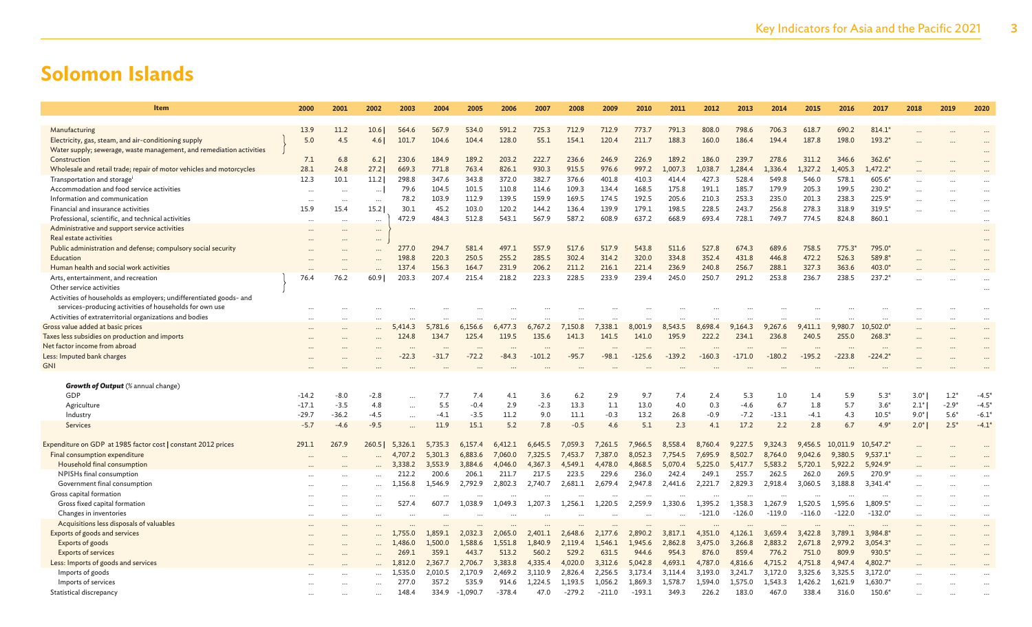# Solomon Islands

| Item | 2000 | 2001 | 2002 | 2003 | 2004 | 2005 | 2006 | 2007 | 2008 | 2009 | 2010 | 2011 | 2012 | 2013 | 2014 | 2015 | 2016 | 2017 | 2018 | 2019 | 2020 |
|---|---|---|---|---|---|---|---|---|---|---|---|---|---|---|---|---|---|---|---|---|---|
| Manufacturing | 13.9 | 11.2 | 10.6 \| | 564.6 | 567.9 | 534.0 | 591.2 | 725.3 | 712.9 | 712.9 | 773.7 | 791.3 | 808.0 | 798.6 | 706.3 | 618.7 | 690.2 | 814.1* | … | … | … |
| Electricity, gas, steam, and air-conditioning supply | 5.0 | 4.5 | 4.6 \| | 101.7 | 104.6 | 104.4 | 128.0 | 55.1 | 154.1 | 120.4 | 211.7 | 188.3 | 160.0 | 186.4 | 194.4 | 187.8 | 198.0 | 193.2* | … | … | … |
| Water supply; sewerage, waste management, and remediation activities | | | | | | | | | | | | | | | | | | | | | … |
| Construction | 7.1 | 6.8 | 6.2 \| | 230.6 | 184.9 | 189.2 | 203.2 | 222.7 | 236.6 | 246.9 | 226.9 | 189.2 | 186.0 | 239.7 | 278.6 | 311.2 | 346.6 | 362.6* | … | … | … |
| Wholesale and retail trade; repair of motor vehicles and motorcycles | 28.1 | 24.8 | 27.2 \| | 669.3 | 771.8 | 763.4 | 826.1 | 930.3 | 915.5 | 976.6 | 997.2 | 1,007.3 | 1,038.7 | 1,284.4 | 1,336.4 | 1,327.2 | 1,405.3 | 1,472.2* | … | … | … |
| Transportation and storage[i] | 12.3 | 10.1 | 11.2 \| | 298.8 | 347.6 | 343.8 | 372.0 | 382.7 | 376.6 | 401.8 | 410.3 | 414.4 | 427.3 | 528.4 | 549.8 | 546.0 | 578.1 | 605.6* | … | … | … |
| Accommodation and food service activities | … | … | … \| | 79.6 | 104.5 | 101.5 | 110.8 | 114.6 | 109.3 | 134.4 | 168.5 | 175.8 | 191.1 | 185.7 | 179.9 | 205.3 | 199.5 | 230.2* | … | … | … |
| Information and communication | … | … | … | 78.2 | 103.9 | 112.9 | 139.5 | 159.9 | 169.5 | 174.5 | 192.5 | 205.6 | 210.3 | 253.3 | 235.0 | 201.3 | 238.3 | 225.9* | … | … | … |
| Financial and insurance activities | 15.9 | 15.4 | 15.2 \| | 30.1 | 45.2 | 103.0 | 120.2 | 144.2 | 136.4 | 139.9 | 179.1 | 198.5 | 228.5 | 243.7 | 256.8 | 278.3 | 318.9 | 319.5* | … | … | … |
| Professional, scientific, and technical activities | … | … | … | 472.9 | 484.3 | 512.8 | 543.1 | 567.9 | 587.2 | 608.9 | 637.2 | 668.9 | 693.4 | 728.1 | 749.7 | 774.5 | 824.8 | 860.1 | | | … |
| Administrative and support service activities | … | … | … | | | | | | | | | | | | | | | | | | … |
| Real estate activities | … | … | … | | | | | | | | | | | | | | | | | | … |
| Public administration and defense; compulsory social security | … | … | … | 277.0 | 294.7 | 581.4 | 497.1 | 557.9 | 517.6 | 517.9 | 543.8 | 511.6 | 527.8 | 674.3 | 689.6 | 758.5 | 775.3* | 795.0* | … | … | … |
| Education | … | … | … | 198.8 | 220.3 | 250.5 | 255.2 | 285.5 | 302.4 | 314.2 | 320.0 | 334.8 | 352.4 | 431.8 | 446.8 | 472.2 | 526.3 | 589.8* | … | … | … |
| Human health and social work activities | … | … | … | 137.4 | 156.3 | 164.7 | 231.9 | 206.2 | 211.2 | 216.1 | 221.4 | 236.9 | 240.8 | 256.7 | 288.1 | 327.3 | 363.6 | 403.0* | … | … | … |
| Arts, entertainment, and recreation | 76.4 | 76.2 | 60.9 \| | 203.3 | 207.4 | 215.4 | 218.2 | 223.3 | 228.5 | 233.9 | 239.4 | 245.0 | 250.7 | 291.2 | 253.8 | 236.7 | 238.5 | 237.2* | … | … | … |
| Other service activities | | | | | | | | | | | | | | | | | | | | | … |
| Activities of households as employers; undifferentiated goods- and services-producing activities of households for own use | … | … | … | … | … | … | … | … | … | … | … | … | … | … | … | … | … | … | … | … | … |
| Activities of extraterritorial organizations and bodies | … | … | … | … | … | … | … | … | … | … | … | … | … | … | … | … | … | … | … | … | … |
| Gross value added at basic prices | … | … | … | 5,414.3 | 5,781.6 | 6,156.6 | 6,477.3 | 6,767.2 | 7,150.8 | 7,338.1 | 8,001.9 | 8,543.5 | 8,698.4 | 9,164.3 | 9,267.6 | 9,411.1 | 9,980.7 | 10,502.0* | … | … | … |
| Taxes less subsidies on production and imports | … | … | … | 124.8 | 134.7 | 125.4 | 119.5 | 135.6 | 141.3 | 141.5 | 141.0 | 195.9 | 222.2 | 234.1 | 236.8 | 240.5 | 255.0 | 268.3* | … | … | … |
| Net factor income from abroad | … | … | … | … | … | … | … | … | … | … | … | … | … | … | … | … | … | … | … | … | … |
| Less: Imputed bank charges | … | … | … | -22.3 | -31.7 | -72.2 | -84.3 | -101.2 | -95.7 | -98.1 | -125.6 | -139.2 | -160.3 | -171.0 | -180.2 | -195.2 | -223.8 | -224.2* | … | … | … |
| GNI | … | … | … | … | … | … | … | … | … | … | … | … | … | … | … | … | … | … | … | … | … |
| ***Growth of Output*** (% annual change) | | | | | | | | | | | | | | | | | | | | | |
| GDP | -14.2 | -8.0 | -2.8 | … | 7.7 | 7.4 | 4.1 | 3.6 | 6.2 | 2.9 | 9.7 | 7.4 | 2.4 | 5.3 | 1.0 | 1.4 | 5.9 | 5.3* | 3.0* \| | 1.2* | -4.5* |
| Agriculture | -17.1 | -3.5 | 4.8 | … | 5.5 | -0.4 | 2.9 | -2.3 | 13.3 | 1.1 | 13.0 | 4.0 | 0.3 | -4.6 | 6.7 | 1.8 | 5.7 | 3.6* | 2.1* \| | -2.9* | -4.5* |
| Industry | -29.7 | -36.2 | -4.5 | … | -4.1 | -3.5 | 11.2 | 9.0 | 11.1 | -0.3 | 13.2 | 26.8 | -0.9 | -7.2 | -13.1 | -4.1 | 4.3 | 10.5* | 9.0* \| | 5.6* | -6.1* |
| Services | -5.7 | -4.6 | -9.5 | … | 11.9 | 15.1 | 5.2 | 7.8 | -0.5 | 4.6 | 5.1 | 2.3 | 4.1 | 17.2 | 2.2 | 2.8 | 6.7 | 4.9* | 2.0* \| | 2.5* | -4.1* |
| Expenditure on GDP at 1985 factor cost \| constant 2012 prices | 291.1 | 267.9 | 260.5 \| | 5,326.1 | 5,735.3 | 6,157.4 | 6,412.1 | 6,645.5 | 7,059.3 | 7,261.5 | 7,966.5 | 8,558.4 | 8,760.4 | 9,227.5 | 9,324.3 | 9,456.5 | 10,011.9 | 10,547.2* | … | … | … |
| Final consumption expenditure | … | … | … | 4,707.2 | 5,301.3 | 6,883.6 | 7,060.0 | 7,325.5 | 7,453.7 | 7,387.0 | 8,052.3 | 7,754.5 | 7,695.9 | 8,502.7 | 8,764.0 | 9,042.6 | 9,380.5 | 9,537.1* | … | … | … |
| Household final consumption | … | … | … | 3,338.2 | 3,553.9 | 3,884.6 | 4,046.0 | 4,367.3 | 4,549.1 | 4,478.0 | 4,868.5 | 5,070.4 | 5,225.0 | 5,417.7 | 5,583.2 | 5,720.1 | 5,922.2 | 5,924.9* | … | … | … |
| NPISHs final consumption | … | … | … | 212.2 | 200.6 | 206.1 | 211.7 | 217.5 | 223.5 | 229.6 | 236.0 | 242.4 | 249.1 | 255.7 | 262.5 | 262.0 | 269.5 | 270.9* | … | … | … |
| Government final consumption | … | … | … | 1,156.8 | 1,546.9 | 2,792.9 | 2,802.3 | 2,740.7 | 2,681.1 | 2,679.4 | 2,947.8 | 2,441.6 | 2,221.7 | 2,829.3 | 2,918.4 | 3,060.5 | 3,188.8 | 3,341.4* | … | … | … |
| Gross capital formation | … | … | … | … | … | … | … | … | … | … | … | … | … | … | … | … | … | … | … | … | … |
| Gross fixed capital formation | … | … | … | 527.4 | 607.7 | 1,038.9 | 1,049.3 | 1,207.3 | 1,256.1 | 1,220.5 | 2,259.9 | 1,330.6 | 1,395.2 | 1,358.3 | 1,267.9 | 1,520.5 | 1,595.6 | 1,809.5* | … | … | … |
| Changes in inventories | … | … | … | … | … | … | … | … | … | … | … | … | -121.0 | -126.0 | -119.0 | -116.0 | -122.0 | -132.0* | … | … | … |
| Acquisitions less disposals of valuables | … | … | … | … | … | … | … | … | … | … | … | … | … | … | … | … | … | … | … | … | … |
| Exports of goods and services | … | … | … | 1,755.0 | 1,859.1 | 2,032.3 | 2,065.0 | 2,401.1 | 2,648.6 | 2,177.6 | 2,890.2 | 3,817.1 | 4,351.0 | 4,126.1 | 3,659.4 | 3,422.8 | 3,789.1 | 3,984.8* | … | … | … |
| Exports of goods | … | … | … | 1,486.0 | 1,500.0 | 1,588.6 | 1,551.8 | 1,840.9 | 2,119.4 | 1,546.1 | 1,945.6 | 2,862.8 | 3,475.0 | 3,266.8 | 2,883.2 | 2,671.8 | 2,979.2 | 3,054.3* | … | … | … |
| Exports of services | … | … | … | 269.1 | 359.1 | 443.7 | 513.2 | 560.2 | 529.2 | 631.5 | 944.6 | 954.3 | 876.0 | 859.4 | 776.2 | 751.0 | 809.9 | 930.5* | … | … | … |
| Less: Imports of goods and services | … | … | … | 1,812.0 | 2,367.7 | 2,706.7 | 3,383.8 | 4,335.4 | 4,020.0 | 3,312.6 | 5,042.8 | 4,693.1 | 4,787.0 | 4,816.6 | 4,715.2 | 4,751.8 | 4,947.4 | 4,802.7* | … | … | … |
| Imports of goods | … | … | … | 1,535.0 | 2,010.5 | 2,170.9 | 2,469.2 | 3,110.9 | 2,826.4 | 2,256.5 | 3,173.4 | 3,114.4 | 3,193.0 | 3,241.7 | 3,172.0 | 3,325.6 | 3,325.5 | 3,172.0* | … | … | … |
| Imports of services | … | … | … | 277.0 | 357.2 | 535.9 | 914.6 | 1,224.5 | 1,193.5 | 1,056.2 | 1,869.3 | 1,578.7 | 1,594.0 | 1,575.0 | 1,543.3 | 1,426.2 | 1,621.9 | 1,630.7* | … | … | … |
| Statistical discrepancy | … | … | … | 148.4 | 334.9 | -1,090.7 | -378.4 | 47.0 | -279.2 | -211.0 | -193.1 | 349.3 | 226.2 | 183.0 | 467.0 | 338.4 | 316.0 | 150.6* | … | … | … |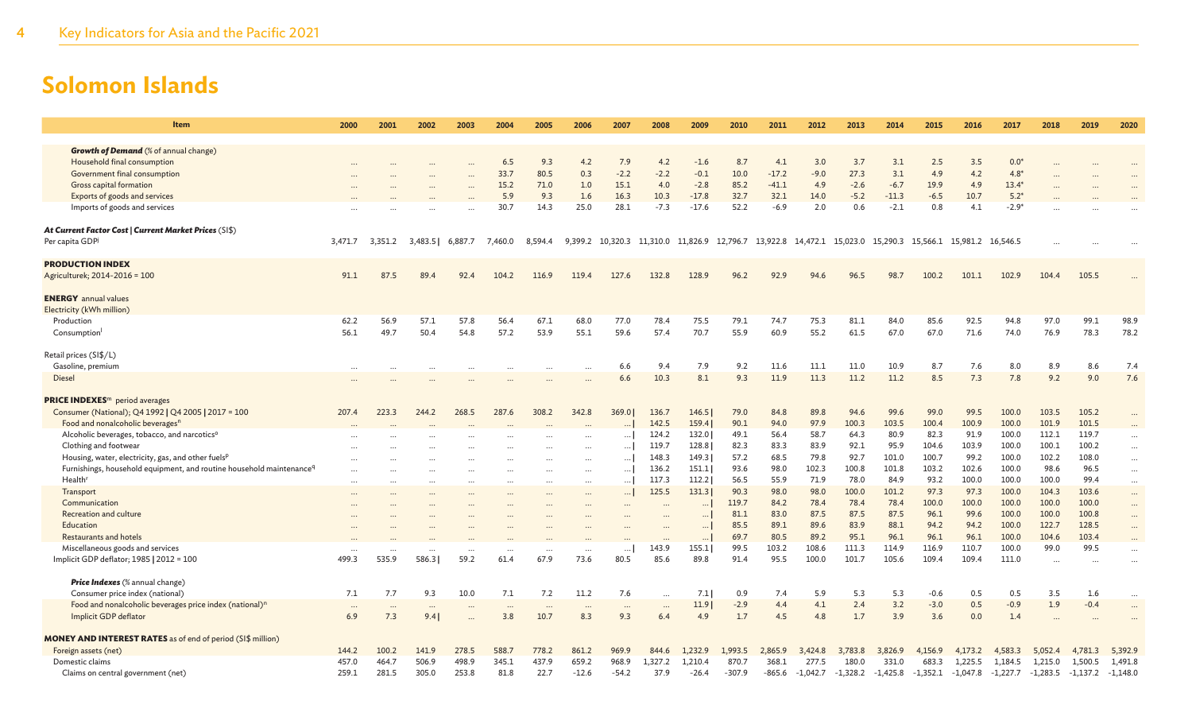# Solomon Islands

| Item | 2000 | 2001 | 2002 | 2003 | 2004 | 2005 | 2006 | 2007 | 2008 | 2009 | 2010 | 2011 | 2012 | 2013 | 2014 | 2015 | 2016 | 2017 | 2018 | 2019 | 2020 |
|---|---|---|---|---|---|---|---|---|---|---|---|---|---|---|---|---|---|---|---|---|---|
| ***Growth of Demand*** (% of annual change) | | | | | | | | | | | | | | | | | | | | | |
| Household final consumption | ... | ... | ... | ... | 6.5 | 9.3 | 4.2 | 7.9 | 4.2 | -1.6 | 8.7 | 4.1 | 3.0 | 3.7 | 3.1 | 2.5 | 3.5 | 0.0* | ... | ... | ... |
| Government final consumption | ... | ... | ... | ... | 33.7 | 80.5 | 0.3 | -2.2 | -2.2 | -0.1 | 10.0 | -17.2 | -9.0 | 27.3 | 3.1 | 4.9 | 4.2 | 4.8* | ... | ... | ... |
| Gross capital formation | ... | ... | ... | ... | 15.2 | 71.0 | 1.0 | 15.1 | 4.0 | -2.8 | 85.2 | -41.1 | 4.9 | -2.6 | -6.7 | 19.9 | 4.9 | 13.4* | ... | ... | ... |
| Exports of goods and services | ... | ... | ... | ... | 5.9 | 9.3 | 1.6 | 16.3 | 10.3 | -17.8 | 32.7 | 32.1 | 14.0 | -5.2 | -11.3 | -6.5 | 10.7 | 5.2* | ... | ... | ... |
| Imports of goods and services | ... | ... | ... | ... | 30.7 | 14.3 | 25.0 | 28.1 | -7.3 | -17.6 | 52.2 | -6.9 | 2.0 | 0.6 | -2.1 | 0.8 | 4.1 | -2.9* | ... | ... | ... |
| ***At Current Factor Cost \| Current Market Prices*** (SI$) | | | | | | | | | | | | | | | | | | | | | |
| Per capita GDP[j] | 3,471.7 | 3,351.2 | 3,483.5 \| | 6,887.7 | 7,460.0 | 8,594.4 | 9,399.2 | 10,320.3 | 11,310.0 | 11,826.9 | 12,796.7 | 13,922.8 | 14,472.1 | 15,023.0 | 15,290.3 | 15,566.1 | 15,981.2 | 16,546.5 | ... | ... | ... |
| **PRODUCTION INDEX** | | | | | | | | | | | | | | | | | | | | | |
| Agriculturek; 2014–2016 = 100 | 91.1 | 87.5 | 89.4 | 92.4 | 104.2 | 116.9 | 119.4 | 127.6 | 132.8 | 128.9 | 96.2 | 92.9 | 94.6 | 96.5 | 98.7 | 100.2 | 101.1 | 102.9 | 104.4 | 105.5 | ... |
| **ENERGY** annual values | | | | | | | | | | | | | | | | | | | | | |
| Electricity (kWh million) | | | | | | | | | | | | | | | | | | | | | |
| Production | 62.2 | 56.9 | 57.1 | 57.8 | 56.4 | 67.1 | 68.0 | 77.0 | 78.4 | 75.5 | 79.1 | 74.7 | 75.3 | 81.1 | 84.0 | 85.6 | 92.5 | 94.8 | 97.0 | 99.1 | 98.9 |
| Consumption[l] | 56.1 | 49.7 | 50.4 | 54.8 | 57.2 | 53.9 | 55.1 | 59.6 | 57.4 | 70.7 | 55.9 | 60.9 | 55.2 | 61.5 | 67.0 | 67.0 | 71.6 | 74.0 | 76.9 | 78.3 | 78.2 |
| Retail prices (SI$/L) | | | | | | | | | | | | | | | | | | | | | |
| Gasoline, premium | ... | ... | ... | ... | ... | ... | ... | 6.6 | 9.4 | 7.9 | 9.2 | 11.6 | 11.1 | 11.0 | 10.9 | 8.7 | 7.6 | 8.0 | 8.9 | 8.6 | 7.4 |
| Diesel | ... | ... | ... | ... | ... | ... | ... | 6.6 | 10.3 | 8.1 | 9.3 | 11.9 | 11.3 | 11.2 | 11.2 | 8.5 | 7.3 | 7.8 | 9.2 | 9.0 | 7.6 |
| **PRICE INDEXES**[m] period averages | | | | | | | | | | | | | | | | | | | | | |
| Consumer (National); Q4 1992 \| Q4 2005 \| 2017 = 100 | 207.4 | 223.3 | 244.2 | 268.5 | 287.6 | 308.2 | 342.8 | 369.0 \| | 136.7 | 146.5 \| | 79.0 | 84.8 | 89.8 | 94.6 | 99.6 | 99.0 | 99.5 | 100.0 | 103.5 | 105.2 | ... |
| Food and nonalcoholic beverages[n] | ... | ... | ... | ... | ... | ... | ... | ... \| | 142.5 | 159.4 \| | 90.1 | 94.0 | 97.9 | 100.3 | 103.5 | 100.4 | 100.9 | 100.0 | 101.9 | 101.5 | ... |
| Alcoholic beverages, tobacco, and narcotics[o] | ... | ... | ... | ... | ... | ... | ... | ... \| | 124.2 | 132.0 \| | 49.1 | 56.4 | 58.7 | 64.3 | 80.9 | 82.3 | 91.9 | 100.0 | 112.1 | 119.7 | ... |
| Clothing and footwear | ... | ... | ... | ... | ... | ... | ... | ... \| | 119.7 | 128.8 \| | 82.3 | 83.3 | 83.9 | 92.1 | 95.9 | 104.6 | 103.9 | 100.0 | 100.1 | 100.2 | ... |
| Housing, water, electricity, gas, and other fuels[p] | ... | ... | ... | ... | ... | ... | ... | ... \| | 148.3 | 149.3 \| | 57.2 | 68.5 | 79.8 | 92.7 | 101.0 | 100.7 | 99.2 | 100.0 | 102.2 | 108.0 | ... |
| Furnishings, household equipment, and routine household maintenance[q] | ... | ... | ... | ... | ... | ... | ... | ... \| | 136.2 | 151.1 \| | 93.6 | 98.0 | 102.3 | 100.8 | 101.8 | 103.2 | 102.6 | 100.0 | 98.6 | 96.5 | ... |
| Health[r] | ... | ... | ... | ... | ... | ... | ... | ... \| | 117.3 | 112.2 \| | 56.5 | 55.9 | 71.9 | 78.0 | 84.9 | 93.2 | 100.0 | 100.0 | 100.0 | 99.4 | ... |
| Transport | ... | ... | ... | ... | ... | ... | ... | ... \| | 125.5 | 131.3 \| | 90.3 | 98.0 | 98.0 | 100.0 | 101.2 | 97.3 | 97.3 | 100.0 | 104.3 | 103.6 | ... |
| Communication | ... | ... | ... | ... | ... | ... | ... | ... | ... | ... \| | 119.7 | 84.2 | 78.4 | 78.4 | 78.4 | 100.0 | 100.0 | 100.0 | 100.0 | 100.0 | ... |
| Recreation and culture | ... | ... | ... | ... | ... | ... | ... | ... | ... | ... \| | 81.1 | 83.0 | 87.5 | 87.5 | 87.5 | 96.1 | 99.6 | 100.0 | 100.0 | 100.8 | ... |
| Education | ... | ... | ... | ... | ... | ... | ... | ... | ... | ... \| | 85.5 | 89.1 | 89.6 | 83.9 | 88.1 | 94.2 | 94.2 | 100.0 | 122.7 | 128.5 | ... |
| Restaurants and hotels | ... | ... | ... | ... | ... | ... | ... | ... | ... | ... \| | 69.7 | 80.5 | 89.2 | 95.1 | 96.1 | 96.1 | 96.1 | 100.0 | 104.6 | 103.4 | ... |
| Miscellaneous goods and services | ... | ... | ... | ... | ... | ... | ... | ... \| | 143.9 | 155.1 \| | 99.5 | 103.2 | 108.6 | 111.3 | 114.9 | 116.9 | 110.7 | 100.0 | 99.0 | 99.5 | ... |
| Implicit GDP deflator; 1985 \| 2012 = 100 | 499.3 | 535.9 | 586.3 \| | 59.2 | 61.4 | 67.9 | 73.6 | 80.5 | 85.6 | 89.8 | 91.4 | 95.5 | 100.0 | 101.7 | 105.6 | 109.4 | 109.4 | 111.0 | ... | ... | ... |
| ***Price Indexes*** (% annual change) | | | | | | | | | | | | | | | | | | | | | |
| Consumer price index (national) | 7.1 | 7.7 | 9.3 | 10.0 | 7.1 | 7.2 | 11.2 | 7.6 | ... | 7.1 \| | 0.9 | 7.4 | 5.9 | 5.3 | 5.3 | -0.6 | 0.5 | 0.5 | 3.5 | 1.6 | ... |
| Food and nonalcoholic beverages price index (national)[n] | ... | ... | ... | ... | ... | ... | ... | ... | ... | 11.9 \| | -2.9 | 4.4 | 4.1 | 2.4 | 3.2 | -3.0 | 0.5 | -0.9 | 1.9 | -0.4 | ... |
| Implicit GDP deflator | 6.9 | 7.3 | 9.4 \| | ... | 3.8 | 10.7 | 8.3 | 9.3 | 6.4 | 4.9 | 1.7 | 4.5 | 4.8 | 1.7 | 3.9 | 3.6 | 0.0 | 1.4 | ... | ... | ... |
| **MONEY AND INTEREST RATES** as of end of period (SI$ million) | | | | | | | | | | | | | | | | | | | | | |
| Foreign assets (net) | 144.2 | 100.2 | 141.9 | 278.5 | 588.7 | 778.2 | 861.2 | 969.9 | 844.6 | 1,232.9 | 1,993.5 | 2,865.9 | 3,424.8 | 3,783.8 | 3,826.9 | 4,156.9 | 4,173.2 | 4,583.3 | 5,052.4 | 4,781.3 | 5,392.9 |
| Domestic claims | 457.0 | 464.7 | 506.9 | 498.9 | 345.1 | 437.9 | 659.2 | 968.9 | 1,327.2 | 1,210.4 | 870.7 | 368.1 | 277.5 | 180.0 | 331.0 | 683.3 | 1,225.5 | 1,184.5 | 1,215.0 | 1,500.5 | 1,491.8 |
| Claims on central government (net) | 259.1 | 281.5 | 305.0 | 253.8 | 81.8 | 22.7 | -12.6 | -54.2 | 37.9 | -26.4 | -307.9 | -865.6 | -1,042.7 | -1,328.2 | -1,425.8 | -1,352.1 | -1,047.8 | -1,227.7 | -1,283.5 | -1,137.2 | -1,148.0 |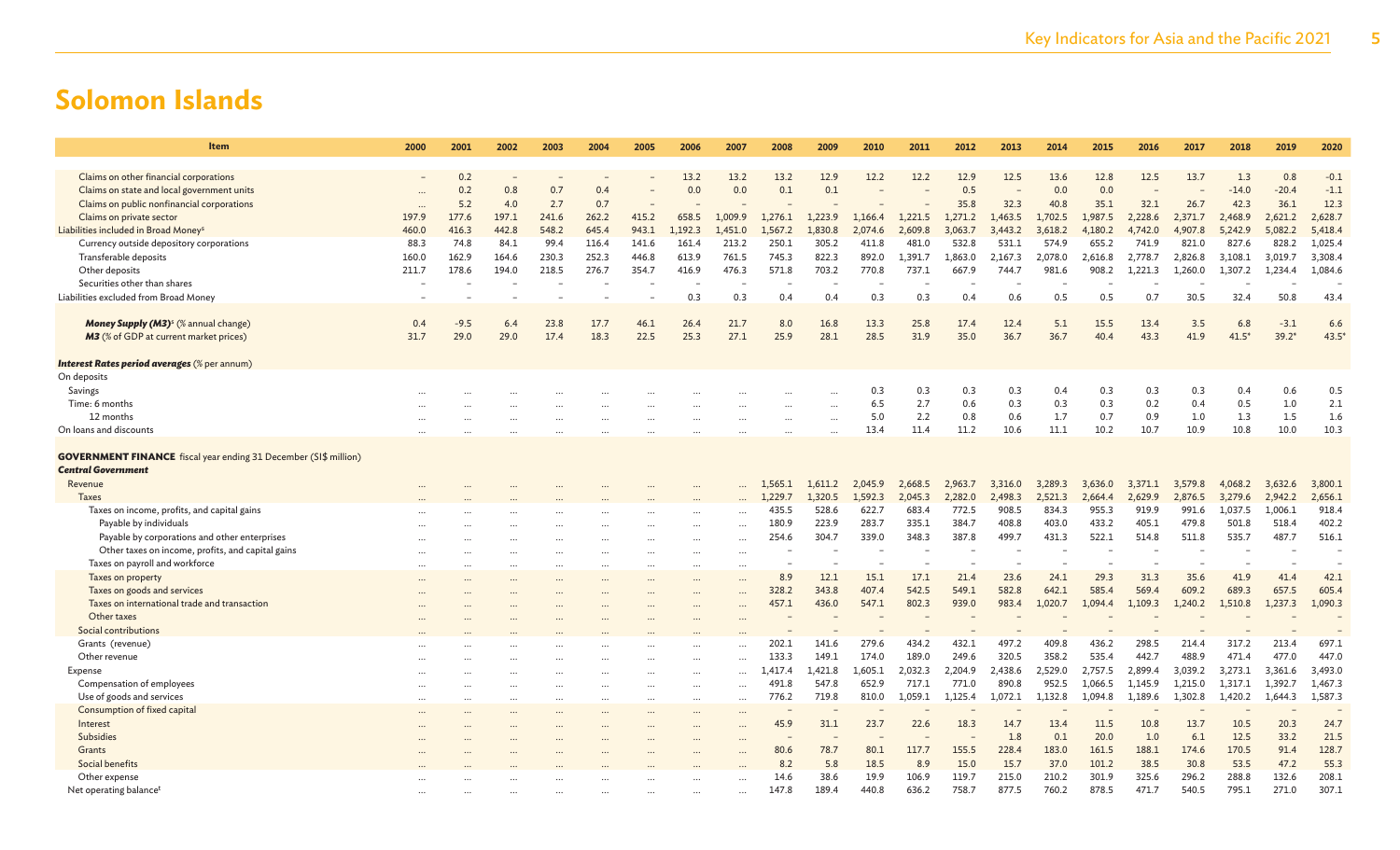# Solomon Islands

| Item | 2000 | 2001 | 2002 | 2003 | 2004 | 2005 | 2006 | 2007 | 2008 | 2009 | 2010 | 2011 | 2012 | 2013 | 2014 | 2015 | 2016 | 2017 | 2018 | 2019 | 2020 |
|---|---|---|---|---|---|---|---|---|---|---|---|---|---|---|---|---|---|---|---|---|---|
| Claims on other financial corporations | – | 0.2 | – | – | – | – | 13.2 | 13.2 | 13.2 | 12.9 | 12.2 | 12.2 | 12.9 | 12.5 | 13.6 | 12.8 | 12.5 | 13.7 | 1.3 | 0.8 | -0.1 |
| Claims on state and local government units | ... | 0.2 | 0.8 | 0.7 | 0.4 | – | 0.0 | 0.0 | 0.1 | 0.1 | – | – | 0.5 | – | 0.0 | 0.0 | – | – | -14.0 | -20.4 | -1.1 |
| Claims on public nonfinancial corporations | ... | 5.2 | 4.0 | 2.7 | 0.7 | – | – | – | – | – | – | – | 35.8 | 32.3 | 40.8 | 35.1 | 32.1 | 26.7 | 42.3 | 36.1 | 12.3 |
| Claims on private sector | 197.9 | 177.6 | 197.1 | 241.6 | 262.2 | 415.2 | 658.5 | 1,009.9 | 1,276.1 | 1,223.9 | 1,166.4 | 1,221.5 | 1,271.2 | 1,463.5 | 1,702.5 | 1,987.5 | 2,228.6 | 2,371.7 | 2,468.9 | 2,621.2 | 2,628.7 |
| Liabilities included in Broad Money[s] | 460.0 | 416.3 | 442.8 | 548.2 | 645.4 | 943.1 | 1,192.3 | 1,451.0 | 1,567.2 | 1,830.8 | 2,074.6 | 2,609.8 | 3,063.7 | 3,443.2 | 3,618.2 | 4,180.2 | 4,742.0 | 4,907.8 | 5,242.9 | 5,082.2 | 5,418.4 |
| Currency outside depository corporations | 88.3 | 74.8 | 84.1 | 99.4 | 116.4 | 141.6 | 161.4 | 213.2 | 250.1 | 305.2 | 411.8 | 481.0 | 532.8 | 531.1 | 574.9 | 655.2 | 741.9 | 821.0 | 827.6 | 828.2 | 1,025.4 |
| Transferable deposits | 160.0 | 162.9 | 164.6 | 230.3 | 252.3 | 446.8 | 613.9 | 761.5 | 745.3 | 822.3 | 892.0 | 1,391.7 | 1,863.0 | 2,167.3 | 2,078.0 | 2,616.8 | 2,778.7 | 2,826.8 | 3,108.1 | 3,019.7 | 3,308.4 |
| Other deposits | 211.7 | 178.6 | 194.0 | 218.5 | 276.7 | 354.7 | 416.9 | 476.3 | 571.8 | 703.2 | 770.8 | 737.1 | 667.9 | 744.7 | 981.6 | 908.2 | 1,221.3 | 1,260.0 | 1,307.2 | 1,234.4 | 1,084.6 |
| Securities other than shares | – | – | – | – | – | – | – | – | – | – | – | – | – | – | – | – | – | – | – | – | – |
| Liabilities excluded from Broad Money | – | – | – | – | – | – | 0.3 | 0.3 | 0.4 | 0.4 | 0.3 | 0.3 | 0.4 | 0.6 | 0.5 | 0.5 | 0.7 | 30.5 | 32.4 | 50.8 | 43.4 |
| ***Money Supply (M3)***[s] (% annual change) | 0.4 | -9.5 | 6.4 | 23.8 | 17.7 | 46.1 | 26.4 | 21.7 | 8.0 | 16.8 | 13.3 | 25.8 | 17.4 | 12.4 | 5.1 | 15.5 | 13.4 | 3.5 | 6.8 | -3.1 | 6.6 |
| ***M3*** (% of GDP at current market prices) | 31.7 | 29.0 | 29.0 | 17.4 | 18.3 | 22.5 | 25.3 | 27.1 | 25.9 | 28.1 | 28.5 | 31.9 | 35.0 | 36.7 | 36.7 | 40.4 | 43.3 | 41.9 | 41.5* | 39.2* | 43.5* |
| ***Interest Rates period averages*** (% per annum) | | | | | | | | | | | | | | | | | | | | | |
| On deposits | | | | | | | | | | | | | | | | | | | | | |
| Savings | ... | ... | ... | ... | ... | ... | ... | ... | ... | ... | 0.3 | 0.3 | 0.3 | 0.3 | 0.4 | 0.3 | 0.3 | 0.3 | 0.4 | 0.6 | 0.5 |
| Time: 6 months | ... | ... | ... | ... | ... | ... | ... | ... | ... | ... | 6.5 | 2.7 | 0.6 | 0.3 | 0.3 | 0.3 | 0.2 | 0.4 | 0.5 | 1.0 | 2.1 |
| 12 months | ... | ... | ... | ... | ... | ... | ... | ... | ... | ... | 5.0 | 2.2 | 0.8 | 0.6 | 1.7 | 0.7 | 0.9 | 1.0 | 1.3 | 1.5 | 1.6 |
| On loans and discounts | ... | ... | ... | ... | ... | ... | ... | ... | ... | ... | 13.4 | 11.4 | 11.2 | 10.6 | 11.1 | 10.2 | 10.7 | 10.9 | 10.8 | 10.0 | 10.3 |
| **GOVERNMENT FINANCE** fiscal year ending 31 December (SI$ million) | | | | | | | | | | | | | | | | | | | | | |
| ***Central Government*** | | | | | | | | | | | | | | | | | | | | | |
| Revenue | ... | ... | ... | ... | ... | ... | ... | ... | 1,565.1 | 1,611.2 | 2,045.9 | 2,668.5 | 2,963.7 | 3,316.0 | 3,289.3 | 3,636.0 | 3,371.1 | 3,579.8 | 4,068.2 | 3,632.6 | 3,800.1 |
| Taxes | ... | ... | ... | ... | ... | ... | ... | ... | 1,229.7 | 1,320.5 | 1,592.3 | 2,045.3 | 2,282.0 | 2,498.3 | 2,521.3 | 2,664.4 | 2,629.9 | 2,876.5 | 3,279.6 | 2,942.2 | 2,656.1 |
| Taxes on income, profits, and capital gains | ... | ... | ... | ... | ... | ... | ... | ... | 435.5 | 528.6 | 622.7 | 683.4 | 772.5 | 908.5 | 834.3 | 955.3 | 919.9 | 991.6 | 1,037.5 | 1,006.1 | 918.4 |
| Payable by individuals | ... | ... | ... | ... | ... | ... | ... | ... | 180.9 | 223.9 | 283.7 | 335.1 | 384.7 | 408.8 | 403.0 | 433.2 | 405.1 | 479.8 | 501.8 | 518.4 | 402.2 |
| Payable by corporations and other enterprises | ... | ... | ... | ... | ... | ... | ... | ... | 254.6 | 304.7 | 339.0 | 348.3 | 387.8 | 499.7 | 431.3 | 522.1 | 514.8 | 511.8 | 535.7 | 487.7 | 516.1 |
| Other taxes on income, profits, and capital gains | ... | ... | ... | ... | ... | ... | ... | ... | – | – | – | – | – | – | – | – | – | – | – | – | – |
| Taxes on payroll and workforce | ... | ... | ... | ... | ... | ... | ... | ... | – | – | – | – | – | – | – | – | – | – | – | – | – |
| Taxes on property | ... | ... | ... | ... | ... | ... | ... | ... | 8.9 | 12.1 | 15.1 | 17.1 | 21.4 | 23.6 | 24.1 | 29.3 | 31.3 | 35.6 | 41.9 | 41.4 | 42.1 |
| Taxes on goods and services | ... | ... | ... | ... | ... | ... | ... | ... | 328.2 | 343.8 | 407.4 | 542.5 | 549.1 | 582.8 | 642.1 | 585.4 | 569.4 | 609.2 | 689.3 | 657.5 | 605.4 |
| Taxes on international trade and transaction | ... | ... | ... | ... | ... | ... | ... | ... | 457.1 | 436.0 | 547.1 | 802.3 | 939.0 | 983.4 | 1,020.7 | 1,094.4 | 1,109.3 | 1,240.2 | 1,510.8 | 1,237.3 | 1,090.3 |
| Other taxes | ... | ... | ... | ... | ... | ... | ... | ... | – | – | – | – | – | – | – | – | – | – | – | – | – |
| Social contributions | ... | ... | ... | ... | ... | ... | ... | ... | – | – | – | – | – | – | – | – | – | – | – | – | – |
| Grants (revenue) | ... | ... | ... | ... | ... | ... | ... | ... | 202.1 | 141.6 | 279.6 | 434.2 | 432.1 | 497.2 | 409.8 | 436.2 | 298.5 | 214.4 | 317.2 | 213.4 | 697.1 |
| Other revenue | ... | ... | ... | ... | ... | ... | ... | ... | 133.3 | 149.1 | 174.0 | 189.0 | 249.6 | 320.5 | 358.2 | 535.4 | 442.7 | 488.9 | 471.4 | 477.0 | 447.0 |
| Expense | ... | ... | ... | ... | ... | ... | ... | ... | 1,417.4 | 1,421.8 | 1,605.1 | 2,032.3 | 2,204.9 | 2,438.6 | 2,529.0 | 2,757.5 | 2,899.4 | 3,039.2 | 3,273.1 | 3,361.6 | 3,493.0 |
| Compensation of employees | ... | ... | ... | ... | ... | ... | ... | ... | 491.8 | 547.8 | 652.9 | 717.1 | 771.0 | 890.8 | 952.5 | 1,066.5 | 1,145.9 | 1,215.0 | 1,317.1 | 1,392.7 | 1,467.3 |
| Use of goods and services | ... | ... | ... | ... | ... | ... | ... | ... | 776.2 | 719.8 | 810.0 | 1,059.1 | 1,125.4 | 1,072.1 | 1,132.8 | 1,094.8 | 1,189.6 | 1,302.8 | 1,420.2 | 1,644.3 | 1,587.3 |
| Consumption of fixed capital | ... | ... | ... | ... | ... | ... | ... | ... | – | – | – | – | – | – | – | – | – | – | – | – | – |
| Interest | ... | ... | ... | ... | ... | ... | ... | ... | 45.9 | 31.1 | 23.7 | 22.6 | 18.3 | 14.7 | 13.4 | 11.5 | 10.8 | 13.7 | 10.5 | 20.3 | 24.7 |
| Subsidies | ... | ... | ... | ... | ... | ... | ... | ... | – | – | – | – | – | 1.8 | 0.1 | 20.0 | 1.0 | 6.1 | 12.5 | 33.2 | 21.5 |
| Grants | ... | ... | ... | ... | ... | ... | ... | ... | 80.6 | 78.7 | 80.1 | 117.7 | 155.5 | 228.4 | 183.0 | 161.5 | 188.1 | 174.6 | 170.5 | 91.4 | 128.7 |
| Social benefits | ... | ... | ... | ... | ... | ... | ... | ... | 8.2 | 5.8 | 18.5 | 8.9 | 15.0 | 15.7 | 37.0 | 101.2 | 38.5 | 30.8 | 53.5 | 47.2 | 55.3 |
| Other expense | ... | ... | ... | ... | ... | ... | ... | ... | 14.6 | 38.6 | 19.9 | 106.9 | 119.7 | 215.0 | 210.2 | 301.9 | 325.6 | 296.2 | 288.8 | 132.6 | 208.1 |
| Net operating balance[t] | ... | ... | ... | ... | ... | ... | ... | ... | 147.8 | 189.4 | 440.8 | 636.2 | 758.7 | 877.5 | 760.2 | 878.5 | 471.7 | 540.5 | 795.1 | 271.0 | 307.1 |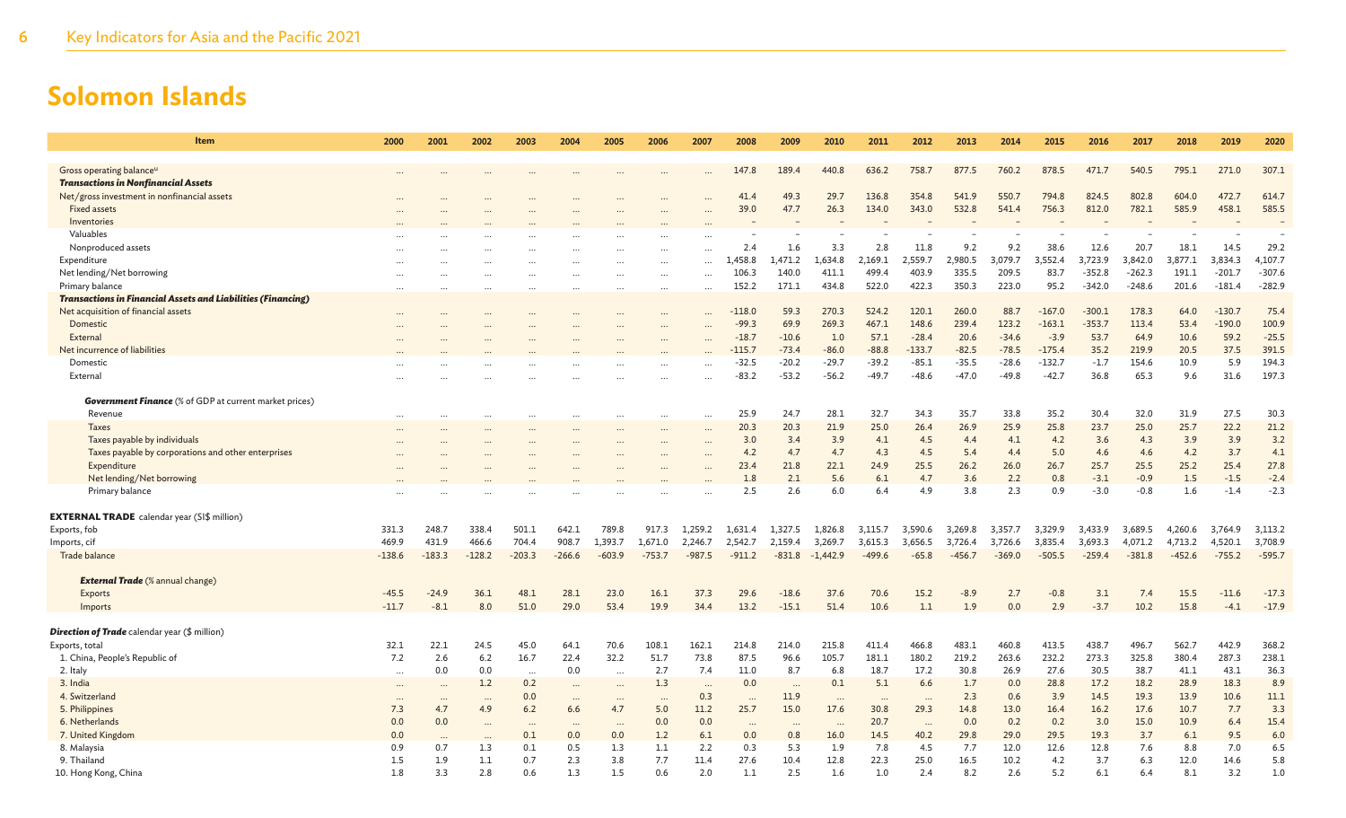# Solomon Islands

| Item | 2000 | 2001 | 2002 | 2003 | 2004 | 2005 | 2006 | 2007 | 2008 | 2009 | 2010 | 2011 | 2012 | 2013 | 2014 | 2015 | 2016 | 2017 | 2018 | 2019 | 2020 |
|---|---|---|---|---|---|---|---|---|---|---|---|---|---|---|---|---|---|---|---|---|---|
| Gross operating balance[u] | ... | ... | ... | ... | ... | ... | ... | ... | 147.8 | 189.4 | 440.8 | 636.2 | 758.7 | 877.5 | 760.2 | 878.5 | 471.7 | 540.5 | 795.1 | 271.0 | 307.1 |
| ***Transactions in Nonfinancial Assets*** | | | | | | | | | | | | | | | | | | | | | |
| Net/gross investment in nonfinancial assets | ... | ... | ... | ... | ... | ... | ... | ... | 41.4 | 49.3 | 29.7 | 136.8 | 354.8 | 541.9 | 550.7 | 794.8 | 824.5 | 802.8 | 604.0 | 472.7 | 614.7 |
| Fixed assets | ... | ... | ... | ... | ... | ... | ... | ... | 39.0 | 47.7 | 26.3 | 134.0 | 343.0 | 532.8 | 541.4 | 756.3 | 812.0 | 782.1 | 585.9 | 458.1 | 585.5 |
| Inventories | ... | ... | ... | ... | ... | ... | ... | ... | – | – | – | – | – | – | – | – | – | – | – | – | – |
| Valuables | ... | ... | ... | ... | ... | ... | ... | ... | – | – | – | – | – | – | – | – | – | – | – | – | – |
| Nonproduced assets | ... | ... | ... | ... | ... | ... | ... | ... | 2.4 | 1.6 | 3.3 | 2.8 | 11.8 | 9.2 | 9.2 | 38.6 | 12.6 | 20.7 | 18.1 | 14.5 | 29.2 |
| Expenditure | ... | ... | ... | ... | ... | ... | ... | ... | 1,458.8 | 1,471.2 | 1,634.8 | 2,169.1 | 2,559.7 | 2,980.5 | 3,079.7 | 3,552.4 | 3,723.9 | 3,842.0 | 3,877.1 | 3,834.3 | 4,107.7 |
| Net lending/Net borrowing | ... | ... | ... | ... | ... | ... | ... | ... | 106.3 | 140.0 | 411.1 | 499.4 | 403.9 | 335.5 | 209.5 | 83.7 | -352.8 | -262.3 | 191.1 | -201.7 | -307.6 |
| Primary balance | ... | ... | ... | ... | ... | ... | ... | ... | 152.2 | 171.1 | 434.8 | 522.0 | 422.3 | 350.3 | 223.0 | 95.2 | -342.0 | -248.6 | 201.6 | -181.4 | -282.9 |
| ***Transactions in Financial Assets and Liabilities (Financing)*** | | | | | | | | | | | | | | | | | | | | | |
| Net acquisition of financial assets | ... | ... | ... | ... | ... | ... | ... | ... | -118.0 | 59.3 | 270.3 | 524.2 | 120.1 | 260.0 | 88.7 | -167.0 | -300.1 | 178.3 | 64.0 | -130.7 | 75.4 |
| Domestic | ... | ... | ... | ... | ... | ... | ... | ... | -99.3 | 69.9 | 269.3 | 467.1 | 148.6 | 239.4 | 123.2 | -163.1 | -353.7 | 113.4 | 53.4 | -190.0 | 100.9 |
| External | ... | ... | ... | ... | ... | ... | ... | ... | -18.7 | -10.6 | 1.0 | 57.1 | -28.4 | 20.6 | -34.6 | -3.9 | 53.7 | 64.9 | 10.6 | 59.2 | -25.5 |
| Net incurrence of liabilities | ... | ... | ... | ... | ... | ... | ... | ... | -115.7 | -73.4 | -86.0 | -88.8 | -133.7 | -82.5 | -78.5 | -175.4 | 35.2 | 219.9 | 20.5 | 37.5 | 391.5 |
| Domestic | ... | ... | ... | ... | ... | ... | ... | ... | -32.5 | -20.2 | -29.7 | -39.2 | -85.1 | -35.5 | -28.6 | -132.7 | -1.7 | 154.6 | 10.9 | 5.9 | 194.3 |
| External | ... | ... | ... | ... | ... | ... | ... | ... | -83.2 | -53.2 | -56.2 | -49.7 | -48.6 | -47.0 | -49.8 | -42.7 | 36.8 | 65.3 | 9.6 | 31.6 | 197.3 |
| ***Government Finance*** (% of GDP at current market prices) | | | | | | | | | | | | | | | | | | | | | |
| Revenue | ... | ... | ... | ... | ... | ... | ... | ... | 25.9 | 24.7 | 28.1 | 32.7 | 34.3 | 35.7 | 33.8 | 35.2 | 30.4 | 32.0 | 31.9 | 27.5 | 30.3 |
| Taxes | ... | ... | ... | ... | ... | ... | ... | ... | 20.3 | 20.3 | 21.9 | 25.0 | 26.4 | 26.9 | 25.9 | 25.8 | 23.7 | 25.0 | 25.7 | 22.2 | 21.2 |
| Taxes payable by individuals | ... | ... | ... | ... | ... | ... | ... | ... | 3.0 | 3.4 | 3.9 | 4.1 | 4.5 | 4.4 | 4.1 | 4.2 | 3.6 | 4.3 | 3.9 | 3.9 | 3.2 |
| Taxes payable by corporations and other enterprises | ... | ... | ... | ... | ... | ... | ... | ... | 4.2 | 4.7 | 4.7 | 4.3 | 4.5 | 5.4 | 4.4 | 5.0 | 4.6 | 4.6 | 4.2 | 3.7 | 4.1 |
| Expenditure | ... | ... | ... | ... | ... | ... | ... | ... | 23.4 | 21.8 | 22.1 | 24.9 | 25.5 | 26.2 | 26.0 | 26.7 | 25.7 | 25.5 | 25.2 | 25.4 | 27.8 |
| Net lending/Net borrowing | ... | ... | ... | ... | ... | ... | ... | ... | 1.8 | 2.1 | 5.6 | 6.1 | 4.7 | 3.6 | 2.2 | 0.8 | -3.1 | -0.9 | 1.5 | -1.5 | -2.4 |
| Primary balance | ... | ... | ... | ... | ... | ... | ... | ... | 2.5 | 2.6 | 6.0 | 6.4 | 4.9 | 3.8 | 2.3 | 0.9 | -3.0 | -0.8 | 1.6 | -1.4 | -2.3 |
| **EXTERNAL TRADE** calendar year (SI$ million) | | | | | | | | | | | | | | | | | | | | | |
| Exports, fob | 331.3 | 248.7 | 338.4 | 501.1 | 642.1 | 789.8 | 917.3 | 1,259.2 | 1,631.4 | 1,327.5 | 1,826.8 | 3,115.7 | 3,590.6 | 3,269.8 | 3,357.7 | 3,329.9 | 3,433.9 | 3,689.5 | 4,260.6 | 3,764.9 | 3,113.2 |
| Imports, cif | 469.9 | 431.9 | 466.6 | 704.4 | 908.7 | 1,393.7 | 1,671.0 | 2,246.7 | 2,542.7 | 2,159.4 | 3,269.7 | 3,615.3 | 3,656.5 | 3,726.4 | 3,726.6 | 3,835.4 | 3,693.3 | 4,071.2 | 4,713.2 | 4,520.1 | 3,708.9 |
| Trade balance | -138.6 | -183.3 | -128.2 | -203.3 | -266.6 | -603.9 | -753.7 | -987.5 | -911.2 | -831.8 | -1,442.9 | -499.6 | -65.8 | -456.7 | -369.0 | -505.5 | -259.4 | -381.8 | -452.6 | -755.2 | -595.7 |
| ***External Trade*** (% annual change) | | | | | | | | | | | | | | | | | | | | | |
| Exports | -45.5 | -24.9 | 36.1 | 48.1 | 28.1 | 23.0 | 16.1 | 37.3 | 29.6 | -18.6 | 37.6 | 70.6 | 15.2 | -8.9 | 2.7 | -0.8 | 3.1 | 7.4 | 15.5 | -11.6 | -17.3 |
| Imports | -11.7 | -8.1 | 8.0 | 51.0 | 29.0 | 53.4 | 19.9 | 34.4 | 13.2 | -15.1 | 51.4 | 10.6 | 1.1 | 1.9 | 0.0 | 2.9 | -3.7 | 10.2 | 15.8 | -4.1 | -17.9 |
| ***Direction of Trade*** calendar year ($ million) | | | | | | | | | | | | | | | | | | | | | |
| Exports, total | 32.1 | 22.1 | 24.5 | 45.0 | 64.1 | 70.6 | 108.1 | 162.1 | 214.8 | 214.0 | 215.8 | 411.4 | 466.8 | 483.1 | 460.8 | 413.5 | 438.7 | 496.7 | 562.7 | 442.9 | 368.2 |
| 1. China, People's Republic of | 7.2 | 2.6 | 6.2 | 16.7 | 22.4 | 32.2 | 51.7 | 73.8 | 87.5 | 96.6 | 105.7 | 181.1 | 180.2 | 219.2 | 263.6 | 232.2 | 273.3 | 325.8 | 380.4 | 287.3 | 238.1 |
| 2. Italy | ... | 0.0 | 0.0 | ... | 0.0 | ... | 2.7 | 7.4 | 11.0 | 8.7 | 6.8 | 18.7 | 17.2 | 30.8 | 26.9 | 27.6 | 30.5 | 38.7 | 41.1 | 43.1 | 36.3 |
| 3. India | ... | ... | 1.2 | 0.2 | ... | ... | 1.3 | ... | 0.0 | ... | 0.1 | 5.1 | 6.6 | 1.7 | 0.0 | 28.8 | 17.2 | 18.2 | 28.9 | 18.3 | 8.9 |
| 4. Switzerland | ... | ... | ... | 0.0 | ... | ... | ... | 0.3 | ... | 11.9 | ... | ... | ... | 2.3 | 0.6 | 3.9 | 14.5 | 19.3 | 13.9 | 10.6 | 11.1 |
| 5. Philippines | 7.3 | 4.7 | 4.9 | 6.2 | 6.6 | 4.7 | 5.0 | 11.2 | 25.7 | 15.0 | 17.6 | 30.8 | 29.3 | 14.8 | 13.0 | 16.4 | 16.2 | 17.6 | 10.7 | 7.7 | 3.3 |
| 6. Netherlands | 0.0 | 0.0 | ... | ... | ... | ... | 0.0 | 0.0 | ... | ... | ... | 20.7 | ... | 0.0 | 0.2 | 0.2 | 3.0 | 15.0 | 10.9 | 6.4 | 15.4 |
| 7. United Kingdom | 0.0 | ... | ... | 0.1 | 0.0 | 0.0 | 1.2 | 6.1 | 0.0 | 0.8 | 16.0 | 14.5 | 40.2 | 29.8 | 29.0 | 29.5 | 19.3 | 3.7 | 6.1 | 9.5 | 6.0 |
| 8. Malaysia | 0.9 | 0.7 | 1.3 | 0.1 | 0.5 | 1.3 | 1.1 | 2.2 | 0.3 | 5.3 | 1.9 | 7.8 | 4.5 | 7.7 | 12.0 | 12.6 | 12.8 | 7.6 | 8.8 | 7.0 | 6.5 |
| 9. Thailand | 1.5 | 1.9 | 1.1 | 0.7 | 2.3 | 3.8 | 7.7 | 11.4 | 27.6 | 10.4 | 12.8 | 22.3 | 25.0 | 16.5 | 10.2 | 4.2 | 3.7 | 6.3 | 12.0 | 14.6 | 5.8 |
| 10. Hong Kong, China | 1.8 | 3.3 | 2.8 | 0.6 | 1.3 | 1.5 | 0.6 | 2.0 | 1.1 | 2.5 | 1.6 | 1.0 | 2.4 | 8.2 | 2.6 | 5.2 | 6.1 | 6.4 | 8.1 | 3.2 | 1.0 |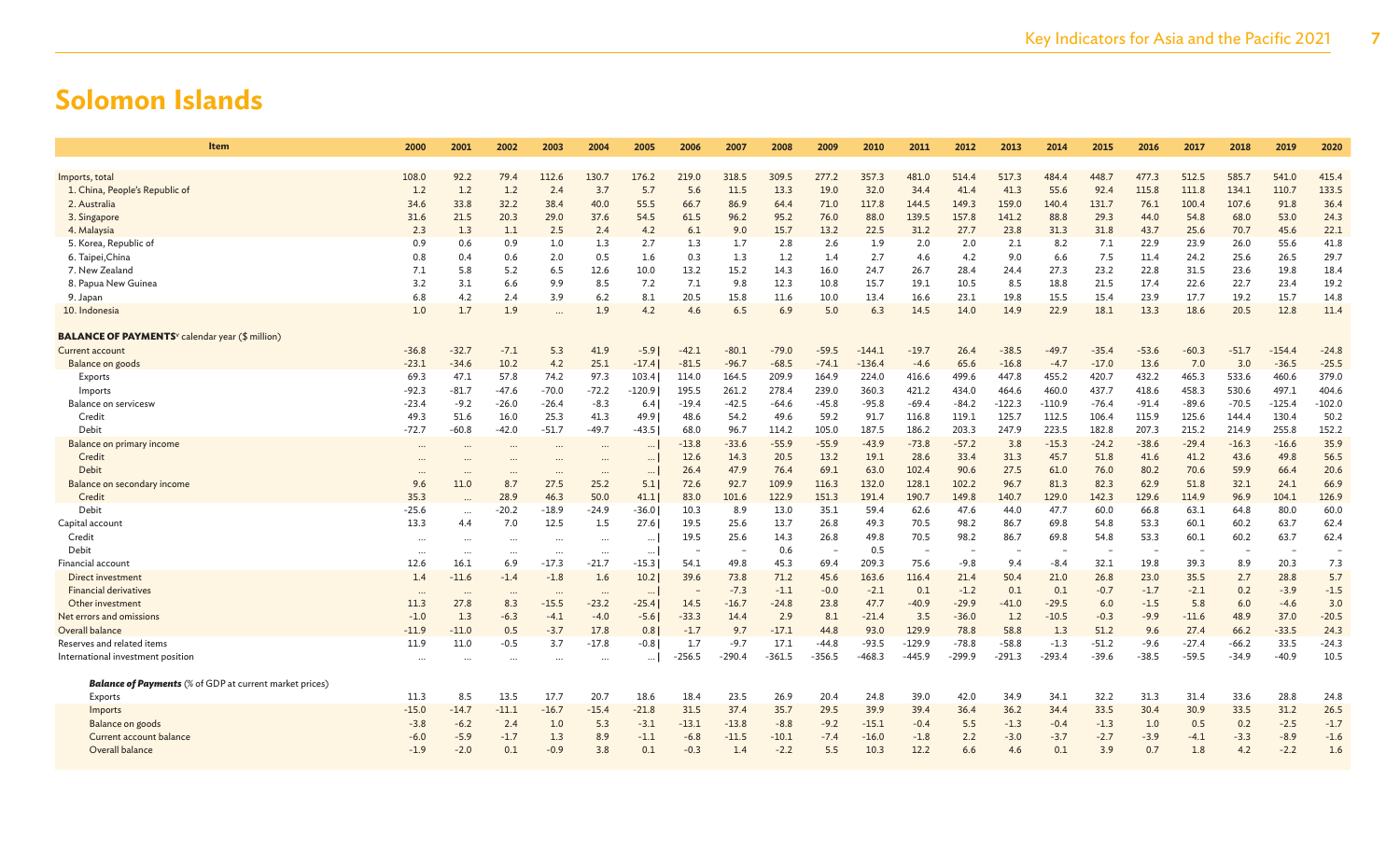# Solomon Islands

| Item | 2000 | 2001 | 2002 | 2003 | 2004 | 2005 | 2006 | 2007 | 2008 | 2009 | 2010 | 2011 | 2012 | 2013 | 2014 | 2015 | 2016 | 2017 | 2018 | 2019 | 2020 |
|---|---|---|---|---|---|---|---|---|---|---|---|---|---|---|---|---|---|---|---|---|---|
| Imports, total | 108.0 | 92.2 | 79.4 | 112.6 | 130.7 | 176.2 | 219.0 | 318.5 | 309.5 | 277.2 | 357.3 | 481.0 | 514.4 | 517.3 | 484.4 | 448.7 | 477.3 | 512.5 | 585.7 | 541.0 | 415.4 |
| 1. China, People's Republic of | 1.2 | 1.2 | 1.2 | 2.4 | 3.7 | 5.7 | 5.6 | 11.5 | 13.3 | 19.0 | 32.0 | 34.4 | 41.4 | 41.3 | 55.6 | 92.4 | 115.8 | 111.8 | 134.1 | 110.7 | 133.5 |
| 2. Australia | 34.6 | 33.8 | 32.2 | 38.4 | 40.0 | 55.5 | 66.7 | 86.9 | 64.4 | 71.0 | 117.8 | 144.5 | 149.3 | 159.0 | 140.4 | 131.7 | 76.1 | 100.4 | 107.6 | 91.8 | 36.4 |
| 3. Singapore | 31.6 | 21.5 | 20.3 | 29.0 | 37.6 | 54.5 | 61.5 | 96.2 | 95.2 | 76.0 | 88.0 | 139.5 | 157.8 | 141.2 | 88.8 | 29.3 | 44.0 | 54.8 | 68.0 | 53.0 | 24.3 |
| 4. Malaysia | 2.3 | 1.3 | 1.1 | 2.5 | 2.4 | 4.2 | 6.1 | 9.0 | 15.7 | 13.2 | 22.5 | 31.2 | 27.7 | 23.8 | 31.3 | 31.8 | 43.7 | 25.6 | 70.7 | 45.6 | 22.1 |
| 5. Korea, Republic of | 0.9 | 0.6 | 0.9 | 1.0 | 1.3 | 2.7 | 1.3 | 1.7 | 2.8 | 2.6 | 1.9 | 2.0 | 2.0 | 2.1 | 8.2 | 7.1 | 22.9 | 23.9 | 26.0 | 55.6 | 41.8 |
| 6. Taipei,China | 0.8 | 0.4 | 0.6 | 2.0 | 0.5 | 1.6 | 0.3 | 1.3 | 1.2 | 1.4 | 2.7 | 4.6 | 4.2 | 9.0 | 6.6 | 7.5 | 11.4 | 24.2 | 25.6 | 26.5 | 29.7 |
| 7. New Zealand | 7.1 | 5.8 | 5.2 | 6.5 | 12.6 | 10.0 | 13.2 | 15.2 | 14.3 | 16.0 | 24.7 | 26.7 | 28.4 | 24.4 | 27.3 | 23.2 | 22.8 | 31.5 | 23.6 | 19.8 | 18.4 |
| 8. Papua New Guinea | 3.2 | 3.1 | 6.6 | 9.9 | 8.5 | 7.2 | 7.1 | 9.8 | 12.3 | 10.8 | 15.7 | 19.1 | 10.5 | 8.5 | 18.8 | 21.5 | 17.4 | 22.6 | 22.7 | 23.4 | 19.2 |
| 9. Japan | 6.8 | 4.2 | 2.4 | 3.9 | 6.2 | 8.1 | 20.5 | 15.8 | 11.6 | 10.0 | 13.4 | 16.6 | 23.1 | 19.8 | 15.5 | 15.4 | 23.9 | 17.7 | 19.2 | 15.7 | 14.8 |
| 10. Indonesia | 1.0 | 1.7 | 1.9 | ... | 1.9 | 4.2 | 4.6 | 6.5 | 6.9 | 5.0 | 6.3 | 14.5 | 14.0 | 14.9 | 22.9 | 18.1 | 13.3 | 18.6 | 20.5 | 12.8 | 11.4 |
| **BALANCE OF PAYMENTS**[v] calendar year ($ million) | | | | | | | | | | | | | | | | | | | | | |
| Current account | -36.8 | -32.7 | -7.1 | 5.3 | 41.9 | -5.9 | -42.1 | -80.1 | -79.0 | -59.5 | -144.1 | -19.7 | 26.4 | -38.5 | -49.7 | -35.4 | -53.6 | -60.3 | -51.7 | -154.4 | -24.8 |
| Balance on goods | -23.1 | -34.6 | 10.2 | 4.2 | 25.1 | -17.4 | -81.5 | -96.7 | -68.5 | -74.1 | -136.4 | -4.6 | 65.6 | -16.8 | -4.7 | -17.0 | 13.6 | 7.0 | 3.0 | -36.5 | -25.5 |
| Exports | 69.3 | 47.1 | 57.8 | 74.2 | 97.3 | 103.4 | 114.0 | 164.5 | 209.9 | 164.9 | 224.0 | 416.6 | 499.6 | 447.8 | 455.2 | 420.7 | 432.2 | 465.3 | 533.6 | 460.6 | 379.0 |
| Imports | -92.3 | -81.7 | -47.6 | -70.0 | -72.2 | -120.9 | 195.5 | 261.2 | 278.4 | 239.0 | 360.3 | 421.2 | 434.0 | 464.6 | 460.0 | 437.7 | 418.6 | 458.3 | 530.6 | 497.1 | 404.6 |
| Balance on servicesw | -23.4 | -9.2 | -26.0 | -26.4 | -8.3 | 6.4 | -19.4 | -42.5 | -64.6 | -45.8 | -95.8 | -69.4 | -84.2 | -122.3 | -110.9 | -76.4 | -91.4 | -89.6 | -70.5 | -125.4 | -102.0 |
| Credit | 49.3 | 51.6 | 16.0 | 25.3 | 41.3 | 49.9 | 48.6 | 54.2 | 49.6 | 59.2 | 91.7 | 116.8 | 119.1 | 125.7 | 112.5 | 106.4 | 115.9 | 125.6 | 144.4 | 130.4 | 50.2 |
| Debit | -72.7 | -60.8 | -42.0 | -51.7 | -49.7 | -43.5 | 68.0 | 96.7 | 114.2 | 105.0 | 187.5 | 186.2 | 203.3 | 247.9 | 223.5 | 182.8 | 207.3 | 215.2 | 214.9 | 255.8 | 152.2 |
| Balance on primary income | ... | ... | ... | ... | ... | ... | -13.8 | -33.6 | -55.9 | -55.9 | -43.9 | -73.8 | -57.2 | 3.8 | -15.3 | -24.2 | -38.6 | -29.4 | -16.3 | -16.6 | 35.9 |
| Credit | ... | ... | ... | ... | ... | ... | 12.6 | 14.3 | 20.5 | 13.2 | 19.1 | 28.6 | 33.4 | 31.3 | 45.7 | 51.8 | 41.6 | 41.2 | 43.6 | 49.8 | 56.5 |
| Debit | ... | ... | ... | ... | ... | ... | 26.4 | 47.9 | 76.4 | 69.1 | 63.0 | 102.4 | 90.6 | 27.5 | 61.0 | 76.0 | 80.2 | 70.6 | 59.9 | 66.4 | 20.6 |
| Balance on secondary income | 9.6 | 11.0 | 8.7 | 27.5 | 25.2 | 5.1 | 72.6 | 92.7 | 109.9 | 116.3 | 132.0 | 128.1 | 102.2 | 96.7 | 81.3 | 82.3 | 62.9 | 51.8 | 32.1 | 24.1 | 66.9 |
| Credit | 35.3 | ... | 28.9 | 46.3 | 50.0 | 41.1 | 83.0 | 101.6 | 122.9 | 151.3 | 191.4 | 190.7 | 149.8 | 140.7 | 129.0 | 142.3 | 129.6 | 114.9 | 96.9 | 104.1 | 126.9 |
| Debit | -25.6 | ... | -20.2 | -18.9 | -24.9 | -36.0 | 10.3 | 8.9 | 13.0 | 35.1 | 59.4 | 62.6 | 47.6 | 44.0 | 47.7 | 60.0 | 66.8 | 63.1 | 64.8 | 80.0 | 60.0 |
| Capital account | 13.3 | 4.4 | 7.0 | 12.5 | 1.5 | 27.6 | 19.5 | 25.6 | 13.7 | 26.8 | 49.3 | 70.5 | 98.2 | 86.7 | 69.8 | 54.8 | 53.3 | 60.1 | 60.2 | 63.7 | 62.4 |
| Credit | ... | ... | ... | ... | ... | ... | 19.5 | 25.6 | 14.3 | 26.8 | 49.8 | 70.5 | 98.2 | 86.7 | 69.8 | 54.8 | 53.3 | 60.1 | 60.2 | 63.7 | 62.4 |
| Debit | ... | ... | ... | ... | ... | ... | – | – | 0.6 | – | 0.5 | – | – | – | – | – | – | – | – | – | – |
| Financial account | 12.6 | 16.1 | 6.9 | -17.3 | -21.7 | -15.3 | 54.1 | 49.8 | 45.3 | 69.4 | 209.3 | 75.6 | -9.8 | 9.4 | -8.4 | 32.1 | 19.8 | 39.3 | 8.9 | 20.3 | 7.3 |
| Direct investment | 1.4 | -11.6 | -1.4 | -1.8 | 1.6 | 10.2 | 39.6 | 73.8 | 71.2 | 45.6 | 163.6 | 116.4 | 21.4 | 50.4 | 21.0 | 26.8 | 23.0 | 35.5 | 2.7 | 28.8 | 5.7 |
| Financial derivatives | ... | ... | ... | ... | ... | ... | – | -7.3 | -1.1 | -0.0 | -2.1 | 0.1 | -1.2 | 0.1 | 0.1 | -0.7 | -1.7 | -2.1 | 0.2 | -3.9 | -1.5 |
| Other investment | 11.3 | 27.8 | 8.3 | -15.5 | -23.2 | -25.4 | 14.5 | -16.7 | -24.8 | 23.8 | 47.7 | -40.9 | -29.9 | -41.0 | -29.5 | 6.0 | -1.5 | 5.8 | 6.0 | -4.6 | 3.0 |
| Net errors and omissions | -1.0 | 1.3 | -6.3 | -4.1 | -4.0 | -5.6 | -33.3 | 14.4 | 2.9 | 8.1 | -21.4 | 3.5 | -36.0 | 1.2 | -10.5 | -0.3 | -9.9 | -11.6 | 48.9 | 37.0 | -20.5 |
| Overall balance | -11.9 | -11.0 | 0.5 | -3.7 | 17.8 | 0.8 | -1.7 | 9.7 | -17.1 | 44.8 | 93.0 | 129.9 | 78.8 | 58.8 | 1.3 | 51.2 | 9.6 | 27.4 | 66.2 | -33.5 | 24.3 |
| Reserves and related items | 11.9 | 11.0 | -0.5 | 3.7 | -17.8 | -0.8 | 1.7 | -9.7 | 17.1 | -44.8 | -93.5 | -129.9 | -78.8 | -58.8 | -1.3 | -51.2 | -9.6 | -27.4 | -66.2 | 33.5 | -24.3 |
| International investment position | ... | ... | ... | ... | ... | ... | -256.5 | -290.4 | -361.5 | -356.5 | -468.3 | -445.9 | -299.9 | -291.3 | -293.4 | -39.6 | -38.5 | -59.5 | -34.9 | -40.9 | 10.5 |
| ***Balance of Payments*** (% of GDP at current market prices) | | | | | | | | | | | | | | | | | | | | | |
| Exports | 11.3 | 8.5 | 13.5 | 17.7 | 20.7 | 18.6 | 18.4 | 23.5 | 26.9 | 20.4 | 24.8 | 39.0 | 42.0 | 34.9 | 34.1 | 32.2 | 31.3 | 31.4 | 33.6 | 28.8 | 24.8 |
| Imports | -15.0 | -14.7 | -11.1 | -16.7 | -15.4 | -21.8 | 31.5 | 37.4 | 35.7 | 29.5 | 39.9 | 39.4 | 36.4 | 36.2 | 34.4 | 33.5 | 30.4 | 30.9 | 33.5 | 31.2 | 26.5 |
| Balance on goods | -3.8 | -6.2 | 2.4 | 1.0 | 5.3 | -3.1 | -13.1 | -13.8 | -8.8 | -9.2 | -15.1 | -0.4 | 5.5 | -1.3 | -0.4 | -1.3 | 1.0 | 0.5 | 0.2 | -2.5 | -1.7 |
| Current account balance | -6.0 | -5.9 | -1.7 | 1.3 | 8.9 | -1.1 | -6.8 | -11.5 | -10.1 | -7.4 | -16.0 | -1.8 | 2.2 | -3.0 | -3.7 | -2.7 | -3.9 | -4.1 | -3.3 | -8.9 | -1.6 |
| Overall balance | -1.9 | -2.0 | 0.1 | -0.9 | 3.8 | 0.1 | -0.3 | 1.4 | -2.2 | 5.5 | 10.3 | 12.2 | 6.6 | 4.6 | 0.1 | 3.9 | 0.7 | 1.8 | 4.2 | -2.2 | 1.6 |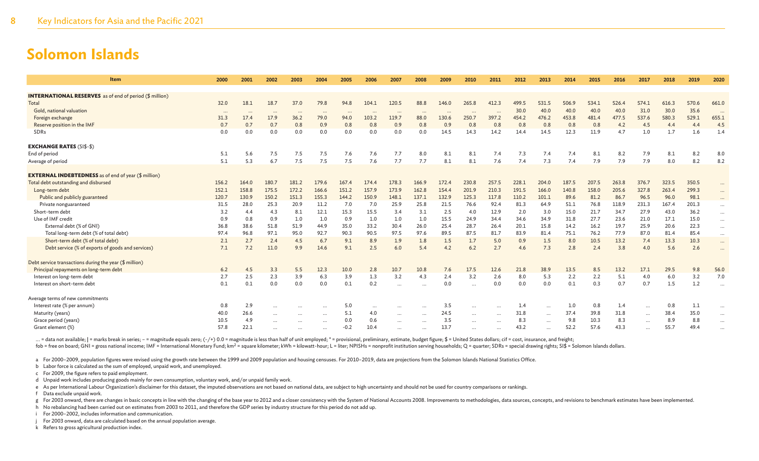# Solomon Islands

| Item | 2000 | 2001 | 2002 | 2003 | 2004 | 2005 | 2006 | 2007 | 2008 | 2009 | 2010 | 2011 | 2012 | 2013 | 2014 | 2015 | 2016 | 2017 | 2018 | 2019 | 2020 |
|---|---|---|---|---|---|---|---|---|---|---|---|---|---|---|---|---|---|---|---|---|---|
| **INTERNATIONAL RESERVES** as of end of period ($ million) | | | | | | | | | | | | | | | | | | | | | |
| Total | 32.0 | 18.1 | 18.7 | 37.0 | 79.8 | 94.8 | 104.1 | 120.5 | 88.8 | 146.0 | 265.8 | 412.3 | 499.5 | 531.5 | 506.9 | 534.1 | 526.4 | 574.1 | 616.3 | 570.6 | 661.0 |
| Gold, national valuation | ... | ... | ... | ... | ... | ... | ... | ... | ... | ... | ... | ... | 30.0 | 40.0 | 40.0 | 40.0 | 40.0 | 31.0 | 30.0 | 35.6 | ... |
| Foreign exchange | 31.3 | 17.4 | 17.9 | 36.2 | 79.0 | 94.0 | 103.2 | 119.7 | 88.0 | 130.6 | 250.7 | 397.2 | 454.2 | 476.2 | 453.8 | 481.4 | 477.5 | 537.6 | 580.3 | 529.1 | 655.1 |
| Reserve position in the IMF | 0.7 | 0.7 | 0.7 | 0.8 | 0.9 | 0.8 | 0.8 | 0.9 | 0.8 | 0.9 | 0.8 | 0.8 | 0.8 | 0.8 | 0.8 | 0.8 | 4.2 | 4.5 | 4.4 | 4.4 | 4.5 |
| SDRs | 0.0 | 0.0 | 0.0 | 0.0 | 0.0 | 0.0 | 0.0 | 0.0 | 0.0 | 14.5 | 14.3 | 14.2 | 14.4 | 14.5 | 12.3 | 11.9 | 4.7 | 1.0 | 1.7 | 1.6 | 1.4 |
| **EXCHANGE RATES** (SI$-$) | | | | | | | | | | | | | | | | | | | | | |
| End of period | 5.1 | 5.6 | 7.5 | 7.5 | 7.5 | 7.6 | 7.6 | 7.7 | 8.0 | 8.1 | 8.1 | 7.4 | 7.3 | 7.4 | 7.4 | 8.1 | 8.2 | 7.9 | 8.1 | 8.2 | 8.0 |
| Average of period | 5.1 | 5.3 | 6.7 | 7.5 | 7.5 | 7.5 | 7.6 | 7.7 | 7.7 | 8.1 | 8.1 | 7.6 | 7.4 | 7.3 | 7.4 | 7.9 | 7.9 | 7.9 | 8.0 | 8.2 | 8.2 |
| **EXTERNAL INDEBTEDNESS** as of end of year ($ million) | | | | | | | | | | | | | | | | | | | | | |
| Total debt outstanding and disbursed | 156.2 | 164.0 | 180.7 | 181.2 | 179.6 | 167.4 | 174.4 | 178.3 | 166.9 | 172.4 | 230.8 | 257.5 | 228.1 | 204.0 | 187.5 | 207.5 | 263.8 | 376.7 | 323.5 | 350.5 | ... |
| Long-term debt | 152.1 | 158.8 | 175.5 | 172.2 | 166.6 | 151.2 | 157.9 | 173.9 | 162.8 | 154.4 | 201.9 | 210.3 | 191.5 | 166.0 | 140.8 | 158.0 | 205.6 | 327.8 | 263.4 | 299.3 | ... |
| Public and publicly guaranteed | 120.7 | 130.9 | 150.2 | 151.3 | 155.3 | 144.2 | 150.9 | 148.1 | 137.1 | 132.9 | 125.3 | 117.8 | 110.2 | 101.1 | 89.6 | 81.2 | 86.7 | 96.5 | 96.0 | 98.1 | ... |
| Private nonguaranteed | 31.5 | 28.0 | 25.3 | 20.9 | 11.2 | 7.0 | 7.0 | 25.9 | 25.8 | 21.5 | 76.6 | 92.4 | 81.3 | 64.9 | 51.1 | 76.8 | 118.9 | 231.3 | 167.4 | 201.3 | ... |
| Short-term debt | 3.2 | 4.4 | 4.3 | 8.1 | 12.1 | 15.3 | 15.5 | 3.4 | 3.1 | 2.5 | 4.0 | 12.9 | 2.0 | 3.0 | 15.0 | 21.7 | 34.7 | 27.9 | 43.0 | 36.2 | ... |
| Use of IMF credit | 0.9 | 0.8 | 0.9 | 1.0 | 1.0 | 0.9 | 1.0 | 1.0 | 1.0 | 15.5 | 24.9 | 34.4 | 34.6 | 34.9 | 31.8 | 27.7 | 23.6 | 21.0 | 17.1 | 15.0 | ... |
| External debt (% of GNI) | 36.8 | 38.6 | 51.8 | 51.9 | 44.9 | 35.0 | 33.2 | 30.4 | 26.0 | 25.4 | 28.7 | 26.4 | 20.1 | 15.8 | 14.2 | 16.2 | 19.7 | 25.9 | 20.6 | 22.3 | ... |
| Total long-term debt (% of total debt) | 97.4 | 96.8 | 97.1 | 95.0 | 92.7 | 90.3 | 90.5 | 97.5 | 97.6 | 89.5 | 87.5 | 81.7 | 83.9 | 81.4 | 75.1 | 76.2 | 77.9 | 87.0 | 81.4 | 85.4 | ... |
| Short-term debt (% of total debt) | 2.1 | 2.7 | 2.4 | 4.5 | 6.7 | 9.1 | 8.9 | 1.9 | 1.8 | 1.5 | 1.7 | 5.0 | 0.9 | 1.5 | 8.0 | 10.5 | 13.2 | 7.4 | 13.3 | 10.3 | ... |
| Debt service (% of exports of goods and services) | 7.1 | 7.2 | 11.0 | 9.9 | 14.6 | 9.1 | 2.5 | 6.0 | 5.4 | 4.2 | 6.2 | 2.7 | 4.6 | 7.3 | 2.8 | 2.4 | 3.8 | 4.0 | 5.6 | 2.6 | ... |
| Debt service transactions during the year ($ million) | | | | | | | | | | | | | | | | | | | | | |
| Principal repayments on long-term debt | 6.2 | 4.5 | 3.3 | 5.5 | 12.3 | 10.0 | 2.8 | 10.7 | 10.8 | 7.6 | 17.5 | 12.6 | 21.8 | 38.9 | 13.5 | 8.5 | 13.2 | 17.1 | 29.5 | 9.8 | 56.0 |
| Interest on long-term debt | 2.7 | 2.5 | 2.3 | 3.9 | 6.3 | 3.9 | 1.3 | 3.2 | 4.3 | 2.4 | 3.2 | 2.6 | 8.0 | 5.3 | 2.2 | 2.2 | 5.1 | 4.0 | 6.0 | 3.2 | 7.0 |
| Interest on short-term debt | 0.1 | 0.1 | 0.0 | 0.0 | 0.0 | 0.1 | 0.2 | ... | ... | 0.0 | ... | 0.0 | 0.0 | 0.0 | 0.1 | 0.3 | 0.7 | 0.7 | 1.5 | 1.2 | ... |
| Average terms of new commitments | | | | | | | | | | | | | | | | | | | | | |
| Interest rate (% per annum) | 0.8 | 2.9 | ... | ... | ... | 5.0 | ... | ... | ... | 3.5 | ... | ... | 1.4 | ... | 1.0 | 0.8 | 1.4 | ... | 0.8 | 1.1 | ... |
| Maturity (years) | 40.0 | 26.6 | ... | ... | ... | 5.1 | 4.0 | ... | ... | 24.5 | ... | ... | 31.8 | ... | 37.4 | 39.8 | 31.8 | ... | 38.4 | 35.0 | ... |
| Grace period (years) | 10.5 | 4.9 | ... | ... | ... | 0.0 | 0.6 | ... | ... | 3.5 | ... | ... | 8.3 | ... | 9.8 | 10.3 | 8.3 | ... | 8.9 | 8.8 | ... |
| Grant element (%) | 57.8 | 22.1 | ... | ... | ... | -0.2 | 10.4 | ... | ... | 13.7 | ... | ... | 43.2 | ... | 52.2 | 57.6 | 43.3 | ... | 55.7 | 49.4 | ... |

... = data not available; | = marks break in series; – = magnitude equals zero; (-/+) 0.0 = magnitude is less than half of unit employed; * = provisional, preliminary, estimate, budget figure; $ = United States dollars; cif = cost, insurance, and freight; fob = free on board; GNI = gross national income; IMF = International Monetary Fund; km² = square kilometer; kWh = kilowatt-hour; L = liter; NPISHs = nonprofit institution serving households; Q = quarter; SDRs = special drawing rights; SI$ = Solomon Islands dollars.

a For 2000–2009, population figures were revised using the growth rate between the 1999 and 2009 population and housing censuses. For 2010–2019, data are projections from the Solomon Islands National Statistics Office.

b Labor force is calculated as the sum of employed, unpaid work, and unemployed.

c For 2009, the figure refers to paid employment.

d Unpaid work includes producing goods mainly for own consumption, voluntary work, and/or unpaid family work.

e As per International Labour Organization's disclaimer for this dataset, the imputed observations are not based on national data, are subject to high uncertainty and should not be used for country comparisons or rankings.

f Data exclude unpaid work.

g For 2003 onward, there are changes in basic concepts in line with the changing of the base year to 2012 and a closer consistency with the System of National Accounts 2008. Improvements to methodologies, data sources, concepts, and revisions to benchmark estimates have been implemented.

h No rebalancing had been carried out on estimates from 2003 to 2011, and therefore the GDP series by industry structure for this period do not add up.

i For 2000–2002, includes information and communication.

j For 2003 onward, data are calculated based on the annual population average.

k Refers to gross agricultural production index.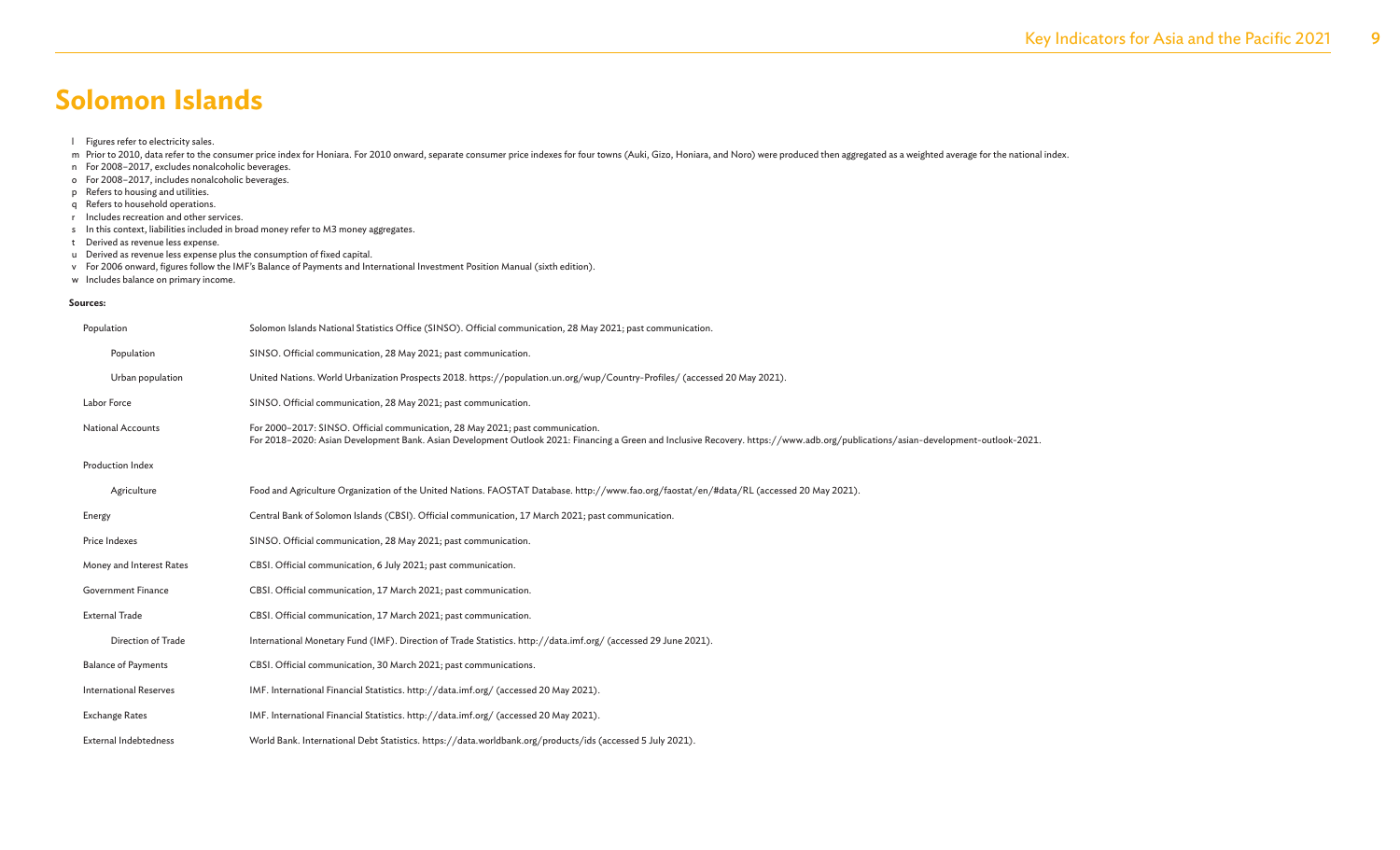# Solomon Islands

l Figures refer to electricity sales.
m Prior to 2010, data refer to the consumer price index for Honiara. For 2010 onward, separate consumer price indexes for four towns (Auki, Gizo, Honiara, and Noro) were produced then aggregated as a weighted average for the national index.
n For 2008–2017, excludes nonalcoholic beverages.
o For 2008–2017, includes nonalcoholic beverages.
p Refers to housing and utilities.
q Refers to household operations.
r Includes recreation and other services.
s In this context, liabilities included in broad money refer to M3 money aggregates.
t Derived as revenue less expense.
u Derived as revenue less expense plus the consumption of fixed capital.
v For 2006 onward, figures follow the IMF's Balance of Payments and International Investment Position Manual (sixth edition).
w Includes balance on primary income.

**Sources:**

| | |
|---|---|
| Population | Solomon Islands National Statistics Office (SINSO). Official communication, 28 May 2021; past communication. |
| Population | SINSO. Official communication, 28 May 2021; past communication. |
| Urban population | United Nations. World Urbanization Prospects 2018. https://population.un.org/wup/Country-Profiles/ (accessed 20 May 2021). |
| Labor Force | SINSO. Official communication, 28 May 2021; past communication. |
| National Accounts | For 2000–2017: SINSO. Official communication, 28 May 2021; past communication. For 2018–2020: Asian Development Bank. Asian Development Outlook 2021: Financing a Green and Inclusive Recovery. https://www.adb.org/publications/asian-development-outlook-2021. |
| Production Index | |
| Agriculture | Food and Agriculture Organization of the United Nations. FAOSTAT Database. http://www.fao.org/faostat/en/#data/RL (accessed 20 May 2021). |
| Energy | Central Bank of Solomon Islands (CBSI). Official communication, 17 March 2021; past communication. |
| Price Indexes | SINSO. Official communication, 28 May 2021; past communication. |
| Money and Interest Rates | CBSI. Official communication, 6 July 2021; past communication. |
| Government Finance | CBSI. Official communication, 17 March 2021; past communication. |
| External Trade | CBSI. Official communication, 17 March 2021; past communication. |
| Direction of Trade | International Monetary Fund (IMF). Direction of Trade Statistics. http://data.imf.org/ (accessed 29 June 2021). |
| Balance of Payments | CBSI. Official communication, 30 March 2021; past communications. |
| International Reserves | IMF. International Financial Statistics. http://data.imf.org/ (accessed 20 May 2021). |
| Exchange Rates | IMF. International Financial Statistics. http://data.imf.org/ (accessed 20 May 2021). |
| External Indebtedness | World Bank. International Debt Statistics. https://data.worldbank.org/products/ids (accessed 5 July 2021). |